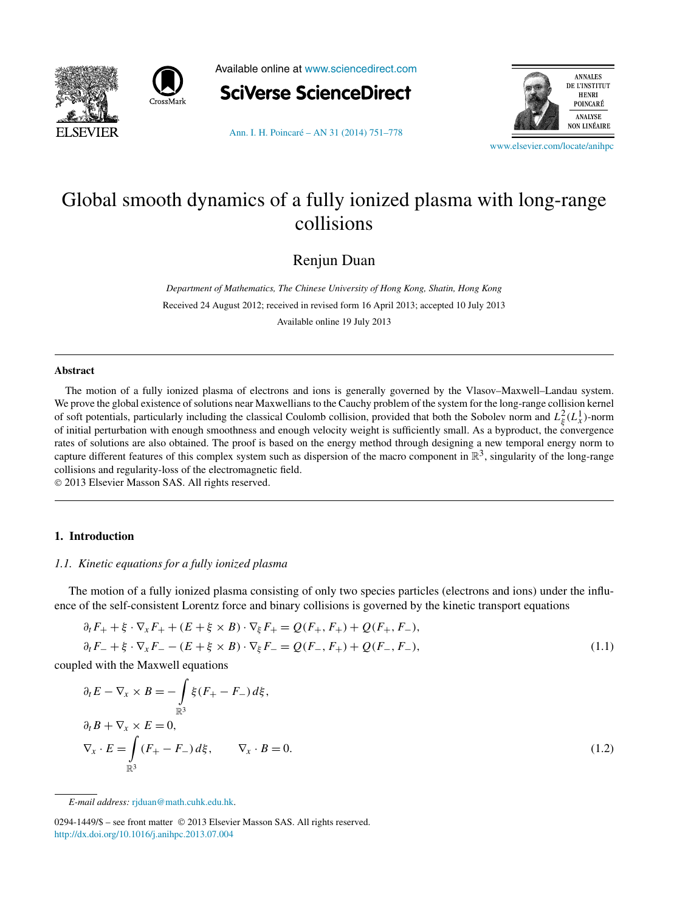# Global smooth dynamics of a fully ionized plasma with long-range collisions

Renjun Duan

*Department of Mathematics, The Chinese University of Hong Kong, Shatin, Hong Kong*

Received 24 August 2012; received in revised form 16 April 2013; accepted 10 July 2013

Available online 19 July 2013

---

## Abstract

The motion of a fully ionized plasma of electrons and ions is generally governed by the Vlasov–Maxwell–Landau system. We prove the global existence of solutions near Maxwellians to the Cauchy problem of the system for the long-range collision kernel of soft potentials, particularly including the classical Coulomb collision, provided that both the Sobolev norm and $L^2_\xi(L^1_x)$-norm of initial perturbation with enough smoothness and enough velocity weight is sufficiently small. As a byproduct, the convergence rates of solutions are also obtained. The proof is based on the energy method through designing a new temporal energy norm to capture different features of this complex system such as dispersion of the macro component in $\mathbb{R}^3$, singularity of the long-range collisions and regularity-loss of the electromagnetic field.

© 2013 Elsevier Masson SAS. All rights reserved.

---

## 1. Introduction

### 1.1. Kinetic equations for a fully ionized plasma

The motion of a fully ionized plasma consisting of only two species particles (electrons and ions) under the influence of the self-consistent Lorentz force and binary collisions is governed by the kinetic transport equations

$$
\begin{aligned}
&\partial_t F_+ + \xi \cdot \nabla_x F_+ + (E + \xi \times B) \cdot \nabla_\xi F_+ = Q(F_+, F_+) + Q(F_+, F_-),\\
&\partial_t F_- + \xi \cdot \nabla_x F_- - (E + \xi \times B) \cdot \nabla_\xi F_- = Q(F_-, F_+) + Q(F_-, F_-),
\end{aligned}
\tag{1.1}
$$

coupled with the Maxwell equations

$$
\begin{aligned}
&\partial_t E - \nabla_x \times B = -\int_{\mathbb{R}^3} \xi (F_+ - F_-)\, d\xi,\\
&\partial_t B + \nabla_x \times E = 0,\\
&\nabla_x \cdot E = \int_{\mathbb{R}^3} (F_+ - F_-)\, d\xi, \qquad \nabla_x \cdot B = 0.
\end{aligned}
\tag{1.2}
$$

*E-mail address:* rjduan@math.cuhk.edu.hk.

0294-1449/$ – see front matter © 2013 Elsevier Masson SAS. All rights reserved.
http://dx.doi.org/10.1016/j.anihpc.2013.07.004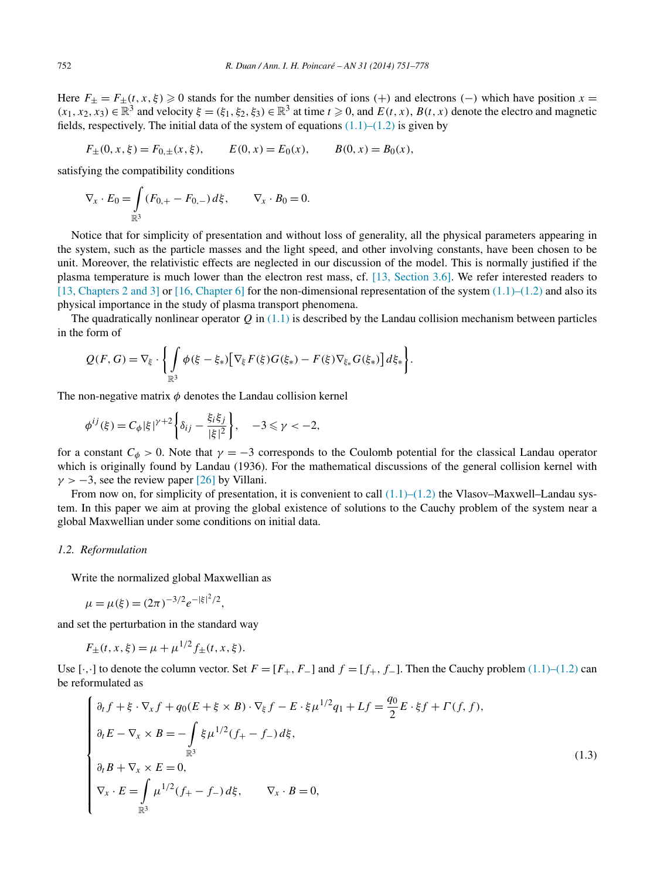Here $F_\pm = F_\pm(t,x,\xi) \geqslant 0$ stands for the number densities of ions (+) and electrons (−) which have position $x = (x_1,x_2,x_3) \in \mathbb{R}^3$ and velocity $\xi = (\xi_1,\xi_2,\xi_3) \in \mathbb{R}^3$ at time $t \geqslant 0$, and $E(t,x)$, $B(t,x)$ denote the electro and magnetic fields, respectively. The initial data of the system of equations (1.1)–(1.2) is given by

$$F_\pm(0,x,\xi) = F_{0,\pm}(x,\xi), \qquad E(0,x) = E_0(x), \qquad B(0,x) = B_0(x),$$

satisfying the compatibility conditions

$$\nabla_x \cdot E_0 = \int_{\mathbb{R}^3} (F_{0,+} - F_{0,-})\, d\xi, \qquad \nabla_x \cdot B_0 = 0.$$

Notice that for simplicity of presentation and without loss of generality, all the physical parameters appearing in the system, such as the particle masses and the light speed, and other involving constants, have been chosen to be unit. Moreover, the relativistic effects are neglected in our discussion of the model. This is normally justified if the plasma temperature is much lower than the electron rest mass, cf. [13, Section 3.6]. We refer interested readers to [13, Chapters 2 and 3] or [16, Chapter 6] for the non-dimensional representation of the system (1.1)–(1.2) and also its physical importance in the study of plasma transport phenomena.

The quadratically nonlinear operator $Q$ in (1.1) is described by the Landau collision mechanism between particles in the form of

$$Q(F,G) = \nabla_\xi \cdot \left\{ \int_{\mathbb{R}^3} \phi(\xi - \xi_*) \big[ \nabla_\xi F(\xi) G(\xi_*) - F(\xi) \nabla_{\xi_*} G(\xi_*) \big] \, d\xi_* \right\}.$$

The non-negative matrix $\phi$ denotes the Landau collision kernel

$$\phi^{ij}(\xi) = C_\phi |\xi|^{\gamma+2} \left\{ \delta_{ij} - \frac{\xi_i \xi_j}{|\xi|^2} \right\}, \quad -3 \leqslant \gamma < -2,$$

for a constant $C_\phi > 0$. Note that $\gamma = -3$ corresponds to the Coulomb potential for the classical Landau operator which is originally found by Landau (1936). For the mathematical discussions of the general collision kernel with $\gamma > -3$, see the review paper [26] by Villani.

From now on, for simplicity of presentation, it is convenient to call (1.1)–(1.2) the Vlasov–Maxwell–Landau system. In this paper we aim at proving the global existence of solutions to the Cauchy problem of the system near a global Maxwellian under some conditions on initial data.

### 1.2. *Reformulation*

Write the normalized global Maxwellian as

$$\mu = \mu(\xi) = (2\pi)^{-3/2} e^{-|\xi|^2/2},$$

and set the perturbation in the standard way

$$F_\pm(t,x,\xi) = \mu + \mu^{1/2} f_\pm(t,x,\xi).$$

Use $[\cdot,\cdot]$ to denote the column vector. Set $F = [F_+, F_-]$ and $f = [f_+, f_-]$. Then the Cauchy problem (1.1)–(1.2) can be reformulated as

$$\begin{cases} \partial_t f + \xi \cdot \nabla_x f + q_0 (E + \xi \times B) \cdot \nabla_\xi f - E \cdot \xi \mu^{1/2} q_1 + Lf = \dfrac{q_0}{2} E \cdot \xi f + \Gamma(f,f), \\ \partial_t E - \nabla_x \times B = -\displaystyle\int_{\mathbb{R}^3} \xi \mu^{1/2} (f_+ - f_-)\, d\xi, \\ \partial_t B + \nabla_x \times E = 0, \\ \nabla_x \cdot E = \displaystyle\int_{\mathbb{R}^3} \mu^{1/2} (f_+ - f_-)\, d\xi, \qquad \nabla_x \cdot B = 0, \end{cases} \tag{1.3}$$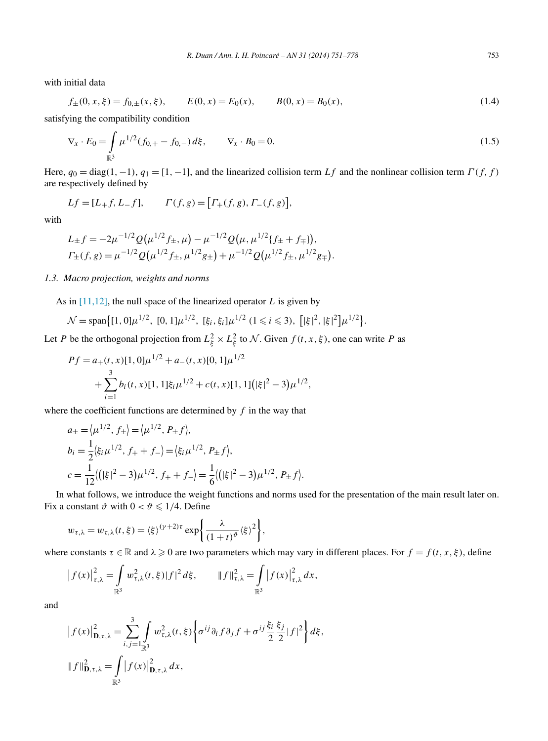with initial data

$$f_\pm(0,x,\xi)=f_{0,\pm}(x,\xi),\qquad E(0,x)=E_0(x),\qquad B(0,x)=B_0(x), \tag{1.4}$$

satisfying the compatibility condition

$$\nabla_x\cdot E_0=\int_{\mathbb{R}^3}\mu^{1/2}(f_{0,+}-f_{0,-})\,d\xi,\qquad \nabla_x\cdot B_0=0. \tag{1.5}$$

Here, $q_0=\mathrm{diag}(1,-1)$, $q_1=[1,-1]$, and the linearized collision term $Lf$ and the nonlinear collision term $\Gamma(f,f)$ are respectively defined by

$$Lf=[L_+f,L_-f],\qquad \Gamma(f,g)=\big[\Gamma_+(f,g),\Gamma_-(f,g)\big],$$

with

$$L_\pm f=-2\mu^{-1/2}Q\big(\mu^{1/2}f_\pm,\mu\big)-\mu^{-1/2}Q\big(\mu,\mu^{1/2}\{f_\pm+f_\mp\}\big),$$
$$\Gamma_\pm(f,g)=\mu^{-1/2}Q\big(\mu^{1/2}f_\pm,\mu^{1/2}g_\pm\big)+\mu^{-1/2}Q\big(\mu^{1/2}f_\pm,\mu^{1/2}g_\mp\big).$$

### 1.3. Macro projection, weights and norms

As in [11,12], the null space of the linearized operator $L$ is given by

$$\mathcal{N}=\mathrm{span}\big\{[1,0]\mu^{1/2},\ [0,1]\mu^{1/2},\ [\xi_i,\xi_i]\mu^{1/2}\ (1\leqslant i\leqslant 3),\ \big[|\xi|^2,|\xi|^2\big]\mu^{1/2}\big\}.$$

Let $P$ be the orthogonal projection from $L^2_\xi\times L^2_\xi$ to $\mathcal{N}$. Given $f(t,x,\xi)$, one can write $P$ as

$$\begin{aligned}Pf={}&a_+(t,x)[1,0]\mu^{1/2}+a_-(t,x)[0,1]\mu^{1/2}\\&+\sum_{i=1}^3 b_i(t,x)[1,1]\xi_i\mu^{1/2}+c(t,x)[1,1]\big(|\xi|^2-3\big)\mu^{1/2},\end{aligned}$$

where the coefficient functions are determined by $f$ in the way that

$$\begin{aligned}a_\pm&=\big\langle\mu^{1/2},f_\pm\big\rangle=\big\langle\mu^{1/2},P_\pm f\big\rangle,\\ b_i&=\frac12\big\langle\xi_i\mu^{1/2},f_++f_-\big\rangle=\big\langle\xi_i\mu^{1/2},P_\pm f\big\rangle,\\ c&=\frac1{12}\big\langle\big(|\xi|^2-3\big)\mu^{1/2},f_++f_-\big\rangle=\frac16\big\langle\big(|\xi|^2-3\big)\mu^{1/2},P_\pm f\big\rangle.\end{aligned}$$

In what follows, we introduce the weight functions and norms used for the presentation of the main result later on. Fix a constant $\vartheta$ with $0<\vartheta\leqslant 1/4$. Define

$$w_{\tau,\lambda}=w_{\tau,\lambda}(t,\xi)=\langle\xi\rangle^{(\gamma+2)\tau}\exp\bigg\{\frac{\lambda}{(1+t)^\vartheta}\langle\xi\rangle^2\bigg\},$$

where constants $\tau\in\mathbb{R}$ and $\lambda\geqslant 0$ are two parameters which may vary in different places. For $f=f(t,x,\xi)$, define

$$\big|f(x)\big|^2_{\tau,\lambda}=\int_{\mathbb{R}^3}w^2_{\tau,\lambda}(t,\xi)|f|^2\,d\xi,\qquad \|f\|^2_{\tau,\lambda}=\int_{\mathbb{R}^3}\big|f(x)\big|^2_{\tau,\lambda}\,dx,$$

and

$$\begin{aligned}\big|f(x)\big|^2_{\mathbf{D},\tau,\lambda}&=\sum_{i,j=1}^3\int_{\mathbb{R}^3}w^2_{\tau,\lambda}(t,\xi)\bigg\{\sigma^{ij}\partial_i f\partial_j f+\sigma^{ij}\frac{\xi_i}{2}\frac{\xi_j}{2}|f|^2\bigg\}\,d\xi,\\ \|f\|^2_{\mathbf{D},\tau,\lambda}&=\int_{\mathbb{R}^3}\big|f(x)\big|^2_{\mathbf{D},\tau,\lambda}\,dx,\end{aligned}$$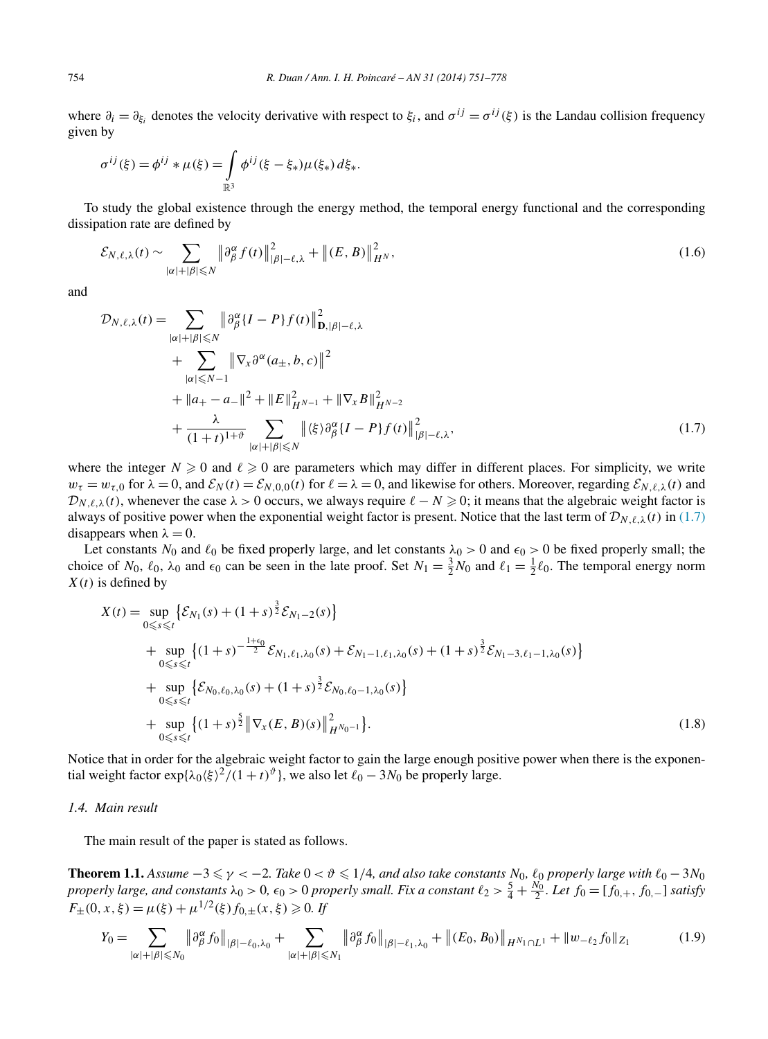where $\partial_i = \partial_{\xi_i}$ denotes the velocity derivative with respect to $\xi_i$, and $\sigma^{ij} = \sigma^{ij}(\xi)$ is the Landau collision frequency given by

$$\sigma^{ij}(\xi) = \phi^{ij} * \mu(\xi) = \int_{\mathbb{R}^3} \phi^{ij}(\xi - \xi_*)\mu(\xi_*)\, d\xi_*.$$

To study the global existence through the energy method, the temporal energy functional and the corresponding dissipation rate are defined by

$$\mathcal{E}_{N,\ell,\lambda}(t) \sim \sum_{|\alpha|+|\beta|\leqslant N} \left\| \partial_\beta^\alpha f(t) \right\|_{|\beta|-\ell,\lambda}^2 + \left\| (E,B) \right\|_{H^N}^2, \tag{1.6}$$

and

$$\begin{aligned}
\mathcal{D}_{N,\ell,\lambda}(t) = & \sum_{|\alpha|+|\beta|\leqslant N} \left\| \partial_\beta^\alpha \{I-P\} f(t) \right\|_{\mathbf{D},|\beta|-\ell,\lambda}^2 \\
& + \sum_{|\alpha|\leqslant N-1} \left\| \nabla_x \partial^\alpha (a_\pm, b, c) \right\|^2 \\
& + \|a_+ - a_-\|^2 + \|E\|_{H^{N-1}}^2 + \|\nabla_x B\|_{H^{N-2}}^2 \\
& + \frac{\lambda}{(1+t)^{1+\vartheta}} \sum_{|\alpha|+|\beta|\leqslant N} \left\| \langle \xi \rangle \partial_\beta^\alpha \{I-P\} f(t) \right\|_{|\beta|-\ell,\lambda}^2,
\end{aligned} \tag{1.7}$$

where the integer $N \geqslant 0$ and $\ell \geqslant 0$ are parameters which may differ in different places. For simplicity, we write $w_\tau = w_{\tau,0}$ for $\lambda = 0$, and $\mathcal{E}_N(t) = \mathcal{E}_{N,0,0}(t)$ for $\ell = \lambda = 0$, and likewise for others. Moreover, regarding $\mathcal{E}_{N,\ell,\lambda}(t)$ and $\mathcal{D}_{N,\ell,\lambda}(t)$, whenever the case $\lambda > 0$ occurs, we always require $\ell - N \geqslant 0$; it means that the algebraic weight factor is always of positive power when the exponential weight factor is present. Notice that the last term of $\mathcal{D}_{N,\ell,\lambda}(t)$ in (1.7) disappears when $\lambda = 0$.

Let constants $N_0$ and $\ell_0$ be fixed properly large, and let constants $\lambda_0 > 0$ and $\epsilon_0 > 0$ be fixed properly small; the choice of $N_0$, $\ell_0$, $\lambda_0$ and $\epsilon_0$ can be seen in the late proof. Set $N_1 = \frac{3}{2}N_0$ and $\ell_1 = \frac{1}{2}\ell_0$. The temporal energy norm $X(t)$ is defined by

$$\begin{aligned}
X(t) = & \sup_{0\leqslant s\leqslant t} \left\{ \mathcal{E}_{N_1}(s) + (1+s)^{\frac{3}{2}} \mathcal{E}_{N_1-2}(s) \right\} \\
& + \sup_{0\leqslant s\leqslant t} \left\{ (1+s)^{-\frac{1+\epsilon_0}{2}} \mathcal{E}_{N_1,\ell_1,\lambda_0}(s) + \mathcal{E}_{N_1-1,\ell_1,\lambda_0}(s) + (1+s)^{\frac{3}{2}} \mathcal{E}_{N_1-3,\ell_1-1,\lambda_0}(s) \right\} \\
& + \sup_{0\leqslant s\leqslant t} \left\{ \mathcal{E}_{N_0,\ell_0,\lambda_0}(s) + (1+s)^{\frac{3}{2}} \mathcal{E}_{N_0,\ell_0-1,\lambda_0}(s) \right\} \\
& + \sup_{0\leqslant s\leqslant t} \left\{ (1+s)^{\frac{5}{2}} \left\| \nabla_x (E,B)(s) \right\|_{H^{N_0-1}}^2 \right\}.
\end{aligned} \tag{1.8}$$

Notice that in order for the algebraic weight factor to gain the large enough positive power when there is the exponential weight factor $\exp\{\lambda_0 \langle \xi \rangle^2/(1+t)^\vartheta\}$, we also let $\ell_0 - 3N_0$ be properly large.

### 1.4. Main result

The main result of the paper is stated as follows.

**Theorem 1.1.** *Assume $-3 \leqslant \gamma < -2$. Take $0 < \vartheta \leqslant 1/4$, and also take constants $N_0$, $\ell_0$ properly large with $\ell_0 - 3N_0$ properly large, and constants $\lambda_0 > 0$, $\epsilon_0 > 0$ properly small. Fix a constant $\ell_2 > \frac{5}{4} + \frac{N_0}{2}$. Let $f_0 = [f_{0,+}, f_{0,-}]$ satisfy $F_\pm(0,x,\xi) = \mu(\xi) + \mu^{1/2}(\xi) f_{0,\pm}(x,\xi) \geqslant 0$. If*

$$Y_0 = \sum_{|\alpha|+|\beta|\leqslant N_0} \left\| \partial_\beta^\alpha f_0 \right\|_{|\beta|-\ell_0,\lambda_0} + \sum_{|\alpha|+|\beta|\leqslant N_1} \left\| \partial_\beta^\alpha f_0 \right\|_{|\beta|-\ell_1,\lambda_0} + \left\| (E_0, B_0) \right\|_{H^{N_1} \cap L^1} + \|w_{-\ell_2} f_0\|_{Z_1} \tag{1.9}$$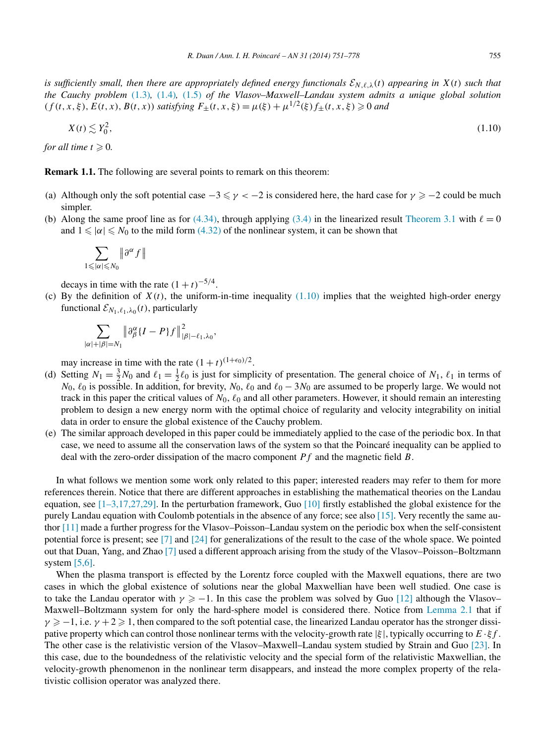*is sufficiently small, then there are appropriately defined energy functionals $\mathcal{E}_{N,\ell,\lambda}(t)$ appearing in $X(t)$ such that the Cauchy problem (1.3), (1.4), (1.5) of the Vlasov–Maxwell–Landau system admits a unique global solution $(f(t,x,\xi), E(t,x), B(t,x))$ satisfying $F_\pm(t,x,\xi) = \mu(\xi) + \mu^{1/2}(\xi) f_\pm(t,x,\xi) \geqslant 0$ and*

$$X(t) \lesssim Y_0^2, \tag{1.10}$$

*for all time $t \geqslant 0$.*

**Remark 1.1.** The following are several points to remark on this theorem:

(a) Although only the soft potential case $-3 \leqslant \gamma < -2$ is considered here, the hard case for $\gamma \geqslant -2$ could be much simpler.

(b) Along the same proof line as for (4.34), through applying (3.4) in the linearized result Theorem 3.1 with $\ell = 0$ and $1 \leqslant |\alpha| \leqslant N_0$ to the mild form (4.32) of the nonlinear system, it can be shown that

$$\sum_{1 \leqslant |\alpha| \leqslant N_0} \|\partial^\alpha f\|$$

decays in time with the rate $(1+t)^{-5/4}$.

(c) By the definition of $X(t)$, the uniform-in-time inequality (1.10) implies that the weighted high-order energy functional $\mathcal{E}_{N_1,\ell_1,\lambda_0}(t)$, particularly

$$\sum_{|\alpha|+|\beta|=N_1} \left\|\partial_\beta^\alpha \{I-P\} f\right\|^2_{|\beta|-\ell_1,\lambda_0},$$

may increase in time with the rate $(1+t)^{(1+\epsilon_0)/2}$.

(d) Setting $N_1 = \frac{3}{2}N_0$ and $\ell_1 = \frac{1}{2}\ell_0$ is just for simplicity of presentation. The general choice of $N_1$, $\ell_1$ in terms of $N_0$, $\ell_0$ is possible. In addition, for brevity, $N_0$, $\ell_0$ and $\ell_0 - 3N_0$ are assumed to be properly large. We would not track in this paper the critical values of $N_0$, $\ell_0$ and all other parameters. However, it should remain an interesting problem to design a new energy norm with the optimal choice of regularity and velocity integrability on initial data in order to ensure the global existence of the Cauchy problem.

(e) The similar approach developed in this paper could be immediately applied to the case of the periodic box. In that case, we need to assume all the conservation laws of the system so that the Poincaré inequality can be applied to deal with the zero-order dissipation of the macro component $Pf$ and the magnetic field $B$.

In what follows we mention some work only related to this paper; interested readers may refer to them for more references therein. Notice that there are different approaches in establishing the mathematical theories on the Landau equation, see [1–3,17,27,29]. In the perturbation framework, Guo [10] firstly established the global existence for the purely Landau equation with Coulomb potentials in the absence of any force; see also [15]. Very recently the same author [11] made a further progress for the Vlasov–Poisson–Landau system on the periodic box when the self-consistent potential force is present; see [7] and [24] for generalizations of the result to the case of the whole space. We pointed out that Duan, Yang, and Zhao [7] used a different approach arising from the study of the Vlasov–Poisson–Boltzmann system [5,6].

When the plasma transport is effected by the Lorentz force coupled with the Maxwell equations, there are two cases in which the global existence of solutions near the global Maxwellian have been well studied. One case is to take the Landau operator with $\gamma \geqslant -1$. In this case the problem was solved by Guo [12] although the Vlasov–Maxwell–Boltzmann system for only the hard-sphere model is considered there. Notice from Lemma 2.1 that if $\gamma \geqslant -1$, i.e. $\gamma + 2 \geqslant 1$, then compared to the soft potential case, the linearized Landau operator has the stronger dissipative property which can control those nonlinear terms with the velocity-growth rate $|\xi|$, typically occurring to $E \cdot \xi f$. The other case is the relativistic version of the Vlasov–Maxwell–Landau system studied by Strain and Guo [23]. In this case, due to the boundedness of the relativistic velocity and the special form of the relativistic Maxwellian, the velocity-growth phenomenon in the nonlinear term disappears, and instead the more complex property of the relativistic collision operator was analyzed there.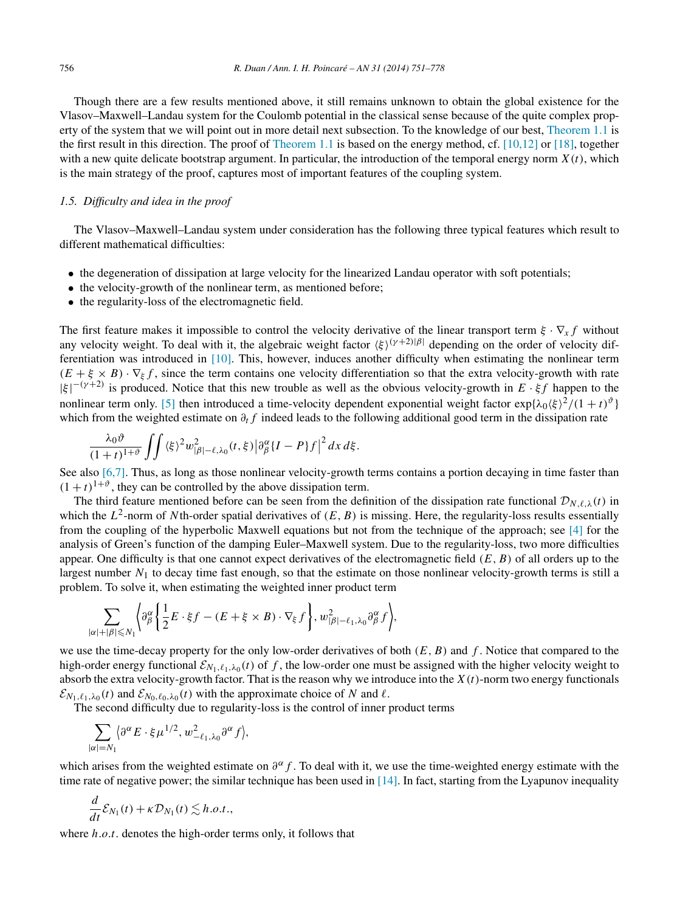Though there are a few results mentioned above, it still remains unknown to obtain the global existence for the Vlasov–Maxwell–Landau system for the Coulomb potential in the classical sense because of the quite complex property of the system that we will point out in more detail next subsection. To the knowledge of our best, Theorem 1.1 is the first result in this direction. The proof of Theorem 1.1 is based on the energy method, cf. [10,12] or [18], together with a new quite delicate bootstrap argument. In particular, the introduction of the temporal energy norm $X(t)$, which is the main strategy of the proof, captures most of important features of the coupling system.

### *1.5. Difficulty and idea in the proof*

The Vlasov–Maxwell–Landau system under consideration has the following three typical features which result to different mathematical difficulties:

- the degeneration of dissipation at large velocity for the linearized Landau operator with soft potentials;
- the velocity-growth of the nonlinear term, as mentioned before;
- the regularity-loss of the electromagnetic field.

The first feature makes it impossible to control the velocity derivative of the linear transport term $\xi \cdot \nabla_x f$ without any velocity weight. To deal with it, the algebraic weight factor $\langle \xi \rangle^{(\gamma+2)|\beta|}$ depending on the order of velocity differentiation was introduced in [10]. This, however, induces another difficulty when estimating the nonlinear term $(E + \xi \times B) \cdot \nabla_\xi f$, since the term contains one velocity differentiation so that the extra velocity-growth with rate $|\xi|^{-(\gamma+2)}$ is produced. Notice that this new trouble as well as the obvious velocity-growth in $E \cdot \xi f$ happen to the nonlinear term only. [5] then introduced a time-velocity dependent exponential weight factor $\exp\{\lambda_0 \langle \xi \rangle^2/(1+t)^\vartheta\}$ which from the weighted estimate on $\partial_t f$ indeed leads to the following additional good term in the dissipation rate

$$\frac{\lambda_0 \vartheta}{(1+t)^{1+\vartheta}} \iint \langle \xi \rangle^2 w^2_{|\beta|-\ell,\lambda_0}(t,\xi) \left|\partial^\alpha_\beta \{I-P\} f\right|^2 dx\, d\xi.$$

See also [6,7]. Thus, as long as those nonlinear velocity-growth terms contains a portion decaying in time faster than $(1+t)^{1+\vartheta}$, they can be controlled by the above dissipation term.

The third feature mentioned before can be seen from the definition of the dissipation rate functional $\mathcal{D}_{N,\ell,\lambda}(t)$ in which the $L^2$-norm of $N$th-order spatial derivatives of $(E,B)$ is missing. Here, the regularity-loss results essentially from the coupling of the hyperbolic Maxwell equations but not from the technique of the approach; see [4] for the analysis of Green's function of the damping Euler–Maxwell system. Due to the regularity-loss, two more difficulties appear. One difficulty is that one cannot expect derivatives of the electromagnetic field $(E,B)$ of all orders up to the largest number $N_1$ to decay time fast enough, so that the estimate on those nonlinear velocity-growth terms is still a problem. To solve it, when estimating the weighted inner product term

$$\sum_{|\alpha|+|\beta|\leqslant N_1} \left\langle \partial^\alpha_\beta \left\{ \frac{1}{2} E \cdot \xi f - (E + \xi \times B) \cdot \nabla_\xi f \right\}, w^2_{|\beta|-\ell_1,\lambda_0} \partial^\alpha_\beta f \right\rangle,$$

we use the time-decay property for the only low-order derivatives of both $(E,B)$ and $f$. Notice that compared to the high-order energy functional $\mathcal{E}_{N_1,\ell_1,\lambda_0}(t)$ of $f$, the low-order one must be assigned with the higher velocity weight to absorb the extra velocity-growth factor. That is the reason why we introduce into the $X(t)$-norm two energy functionals $\mathcal{E}_{N_1,\ell_1,\lambda_0}(t)$ and $\mathcal{E}_{N_0,\ell_0,\lambda_0}(t)$ with the approximate choice of $N$ and $\ell$.

The second difficulty due to regularity-loss is the control of inner product terms

$$\sum_{|\alpha|=N_1} \left\langle \partial^\alpha E \cdot \xi \mu^{1/2}, w^2_{-\ell_1,\lambda_0} \partial^\alpha f \right\rangle,$$

which arises from the weighted estimate on $\partial^\alpha f$. To deal with it, we use the time-weighted energy estimate with the time rate of negative power; the similar technique has been used in [14]. In fact, starting from the Lyapunov inequality

$$\frac{d}{dt} \mathcal{E}_{N_1}(t) + \kappa \mathcal{D}_{N_1}(t) \lesssim h.o.t.,$$

where $h.o.t.$ denotes the high-order terms only, it follows that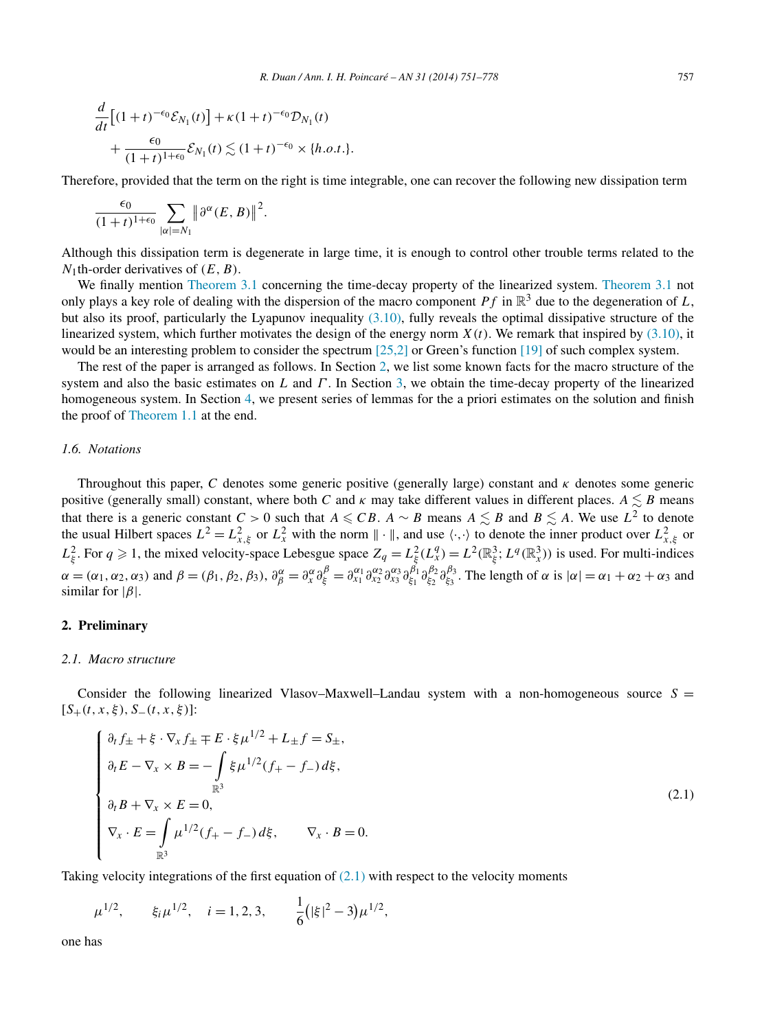$$
\frac{d}{dt}\big[(1+t)^{-\epsilon_0}\mathcal{E}_{N_1}(t)\big]+\kappa(1+t)^{-\epsilon_0}\mathcal{D}_{N_1}(t)
$$

$$
+\frac{\epsilon_0}{(1+t)^{1+\epsilon_0}}\mathcal{E}_{N_1}(t)\lesssim(1+t)^{-\epsilon_0}\times\{h.o.t.\}.
$$

Therefore, provided that the term on the right is time integrable, one can recover the following new dissipation term

$$
\frac{\epsilon_0}{(1+t)^{1+\epsilon_0}}\sum_{|\alpha|=N_1}\big\|\partial^\alpha(E,B)\big\|^2.
$$

Although this dissipation term is degenerate in large time, it is enough to control other trouble terms related to the $N_1$th-order derivatives of $(E,B)$.

We finally mention Theorem 3.1 concerning the time-decay property of the linearized system. Theorem 3.1 not only plays a key role of dealing with the dispersion of the macro component $Pf$ in $\mathbb{R}^3$ due to the degeneration of $L$, but also its proof, particularly the Lyapunov inequality (3.10), fully reveals the optimal dissipative structure of the linearized system, which further motivates the design of the energy norm $X(t)$. We remark that inspired by (3.10), it would be an interesting problem to consider the spectrum [25,2] or Green's function [19] of such complex system.

The rest of the paper is arranged as follows. In Section 2, we list some known facts for the macro structure of the system and also the basic estimates on $L$ and $\Gamma$. In Section 3, we obtain the time-decay property of the linearized homogeneous system. In Section 4, we present series of lemmas for the a priori estimates on the solution and finish the proof of Theorem 1.1 at the end.

### 1.6. Notations

Throughout this paper, $C$ denotes some generic positive (generally large) constant and $\kappa$ denotes some generic positive (generally small) constant, where both $C$ and $\kappa$ may take different values in different places. $A\lesssim B$ means that there is a generic constant $C>0$ such that $A\leqslant CB$. $A\sim B$ means $A\lesssim B$ and $B\lesssim A$. We use $L^2$ to denote the usual Hilbert spaces $L^2=L^2_{x,\xi}$ or $L^2_x$ with the norm $\|\cdot\|$, and use $\langle\cdot,\cdot\rangle$ to denote the inner product over $L^2_{x,\xi}$ or $L^2_\xi$. For $q\geqslant 1$, the mixed velocity-space Lebesgue space $Z_q=L^2_\xi(L^q_x)=L^2(\mathbb{R}^3_\xi;L^q(\mathbb{R}^3_x))$ is used. For multi-indices $\alpha=(\alpha_1,\alpha_2,\alpha_3)$ and $\beta=(\beta_1,\beta_2,\beta_3)$, $\partial^\alpha_\beta=\partial^\alpha_x\partial^\beta_\xi=\partial^{\alpha_1}_{x_1}\partial^{\alpha_2}_{x_2}\partial^{\alpha_3}_{x_3}\partial^{\beta_1}_{\xi_1}\partial^{\beta_2}_{\xi_2}\partial^{\beta_3}_{\xi_3}$. The length of $\alpha$ is $|\alpha|=\alpha_1+\alpha_2+\alpha_3$ and similar for $|\beta|$.

## 2. Preliminary

### 2.1. Macro structure

Consider the following linearized Vlasov–Maxwell–Landau system with a non-homogeneous source $S=[S_+(t,x,\xi),S_-(t,x,\xi)]$:

$$
\begin{cases}
\partial_t f_\pm+\xi\cdot\nabla_x f_\pm\mp E\cdot\xi\mu^{1/2}+L_\pm f=S_\pm,\\
\partial_t E-\nabla_x\times B=-\displaystyle\int_{\mathbb{R}^3}\xi\mu^{1/2}(f_+-f_-)\,d\xi,\\
\partial_t B+\nabla_x\times E=0,\\
\nabla_x\cdot E=\displaystyle\int_{\mathbb{R}^3}\mu^{1/2}(f_+-f_-)\,d\xi,\qquad \nabla_x\cdot B=0.
\end{cases}
\tag{2.1}
$$

Taking velocity integrations of the first equation of (2.1) with respect to the velocity moments

$$
\mu^{1/2},\qquad \xi_i\mu^{1/2},\quad i=1,2,3,\qquad \frac{1}{6}\big(|\xi|^2-3\big)\mu^{1/2},
$$

one has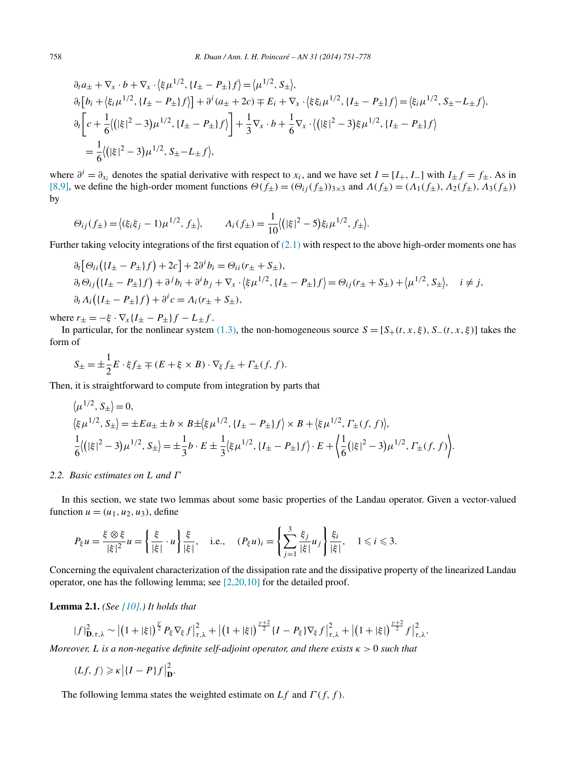$$
\partial_t a_\pm + \nabla_x \cdot b + \nabla_x \cdot \langle \xi \mu^{1/2}, \{I_\pm - P_\pm\} f \rangle = \langle \mu^{1/2}, S_\pm \rangle,
$$

$$
\partial_t \big[ b_i + \langle \xi_i \mu^{1/2}, \{I_\pm - P_\pm\} f \rangle \big] + \partial^i (a_\pm + 2c) \mp E_i + \nabla_x \cdot \langle \xi \xi_i \mu^{1/2}, \{I_\pm - P_\pm\} f \rangle = \langle \xi_i \mu^{1/2}, S_\pm - L_\pm f \rangle,
$$

$$
\partial_t \left[ c + \frac{1}{6} \langle (|\xi|^2 - 3) \mu^{1/2}, \{I_\pm - P_\pm\} f \rangle \right] + \frac{1}{3} \nabla_x \cdot b + \frac{1}{6} \nabla_x \cdot \langle (|\xi|^2 - 3) \xi \mu^{1/2}, \{I_\pm - P_\pm\} f \rangle
$$

$$
= \frac{1}{6} \langle (|\xi|^2 - 3) \mu^{1/2}, S_\pm - L_\pm f \rangle,
$$

where $\partial^i = \partial_{x_i}$ denotes the spatial derivative with respect to $x_i$, and we have set $I = [I_+, I_-]$ with $I_\pm f = f_\pm$. As in [8,9], we define the high-order moment functions $\Theta(f_\pm) = (\Theta_{ij}(f_\pm))_{3\times 3}$ and $\Lambda(f_\pm) = (\Lambda_1(f_\pm), \Lambda_2(f_\pm), \Lambda_3(f_\pm))$ by

$$
\Theta_{ij}(f_\pm) = \langle (\xi_i \xi_j - 1) \mu^{1/2}, f_\pm \rangle, \qquad \Lambda_i(f_\pm) = \frac{1}{10} \langle (|\xi|^2 - 5) \xi_i \mu^{1/2}, f_\pm \rangle.
$$

Further taking velocity integrations of the first equation of (2.1) with respect to the above high-order moments one has

$$
\partial_t \big[ \Theta_{ii} (\{I_\pm - P_\pm\} f) + 2c \big] + 2 \partial^i b_i = \Theta_{ii} (r_\pm + S_\pm),
$$

$$
\partial_t \Theta_{ij} (\{I_\pm - P_\pm\} f) + \partial^j b_i + \partial^i b_j + \nabla_x \cdot \langle \xi \mu^{1/2}, \{I_\pm - P_\pm\} f \rangle = \Theta_{ij}(r_\pm + S_\pm) + \langle \mu^{1/2}, S_\pm \rangle, \quad i \neq j,
$$

$$
\partial_t \Lambda_i (\{I_\pm - P_\pm\} f) + \partial^i c = \Lambda_i (r_\pm + S_\pm),
$$

where $r_\pm = -\xi \cdot \nabla_x \{I_\pm - P_\pm\} f - L_\pm f$.

In particular, for the nonlinear system (1.3), the non-homogeneous source $S = [S_+(t,x,\xi), S_-(t,x,\xi)]$ takes the form of

$$
S_\pm = \pm \frac{1}{2} E \cdot \xi f_\pm \mp (E + \xi \times B) \cdot \nabla_\xi f_\pm + \Gamma_\pm(f, f).
$$

Then, it is straightforward to compute from integration by parts that

$$
\langle \mu^{1/2}, S_\pm \rangle = 0,
$$

$$
\langle \xi \mu^{1/2}, S_\pm \rangle = \pm E a_\pm \pm b \times B \pm \langle \xi \mu^{1/2}, \{I_\pm - P_\pm\} f \rangle \times B + \langle \xi \mu^{1/2}, \Gamma_\pm(f, f) \rangle,
$$

$$
\frac{1}{6} \langle (|\xi|^2 - 3) \mu^{1/2}, S_\pm \rangle = \pm \frac{1}{3} b \cdot E \pm \frac{1}{3} \langle \xi \mu^{1/2}, \{I_\pm - P_\pm\} f \rangle \cdot E + \left\langle \frac{1}{6} (|\xi|^2 - 3) \mu^{1/2}, \Gamma_\pm(f, f) \right\rangle.
$$

### 2.2. *Basic estimates on $L$ and $\Gamma$*

In this section, we state two lemmas about some basic properties of the Landau operator. Given a vector-valued function $u = (u_1, u_2, u_3)$, define

$$
P_\xi u = \frac{\xi \otimes \xi}{|\xi|^2} u = \left\{ \frac{\xi}{|\xi|} \cdot u \right\} \frac{\xi}{|\xi|}, \quad \text{i.e.,} \quad (P_\xi u)_i = \left\{ \sum_{j=1}^{3} \frac{\xi_j}{|\xi|} u_j \right\} \frac{\xi_i}{|\xi|}, \quad 1 \leqslant i \leqslant 3.
$$

Concerning the equivalent characterization of the dissipation rate and the dissipative property of the linearized Landau operator, one has the following lemma; see [2,20,10] for the detailed proof.

**Lemma 2.1.** *(See [10].) It holds that*

$$
|f|^2_{\mathbf{D},\tau,\lambda} \sim \big| (1 + |\xi|)^{\frac{\gamma}{2}} P_\xi \nabla_\xi f \big|^2_{\tau,\lambda} + \big| (1 + |\xi|)^{\frac{\gamma+2}{2}} \{I - P_\xi\} \nabla_\xi f \big|^2_{\tau,\lambda} + \big| (1 + |\xi|)^{\frac{\gamma+2}{2}} f \big|^2_{\tau,\lambda}.
$$

*Moreover, $L$ is a non-negative definite self-adjoint operator, and there exists $\kappa > 0$ such that*

$$
\langle Lf, f \rangle \geqslant \kappa \big| \{I - P\} f \big|^2_{\mathbf{D}}.
$$

The following lemma states the weighted estimate on $Lf$ and $\Gamma(f, f)$.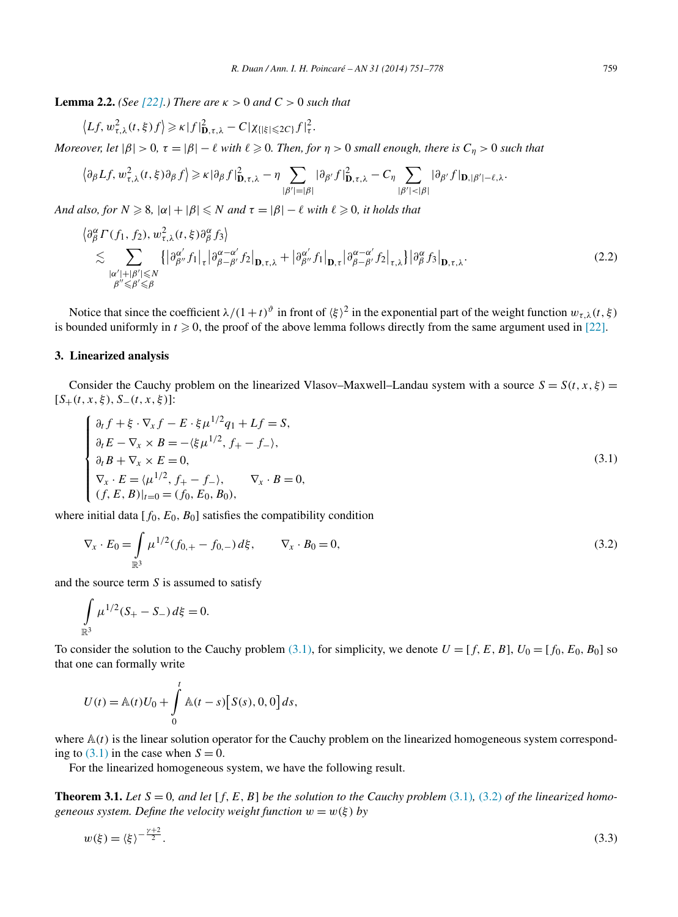**Lemma 2.2.** *(See [22].) There are $\kappa > 0$ and $C > 0$ such that*

$$\langle Lf, w^2_{\tau,\lambda}(t,\xi) f\rangle \geqslant \kappa |f|^2_{\mathbf{D},\tau,\lambda} - C|\chi_{\{|\xi|\leqslant 2C\}} f|^2_{\tau}.$$

*Moreover, let $|\beta| > 0$, $\tau = |\beta| - \ell$ with $\ell \geqslant 0$. Then, for $\eta > 0$ small enough, there is $C_\eta > 0$ such that*

$$\langle \partial_\beta Lf, w^2_{\tau,\lambda}(t,\xi)\partial_\beta f\rangle \geqslant \kappa |\partial_\beta f|^2_{\mathbf{D},\tau,\lambda} - \eta \sum_{|\beta'|=|\beta|} |\partial_{\beta'} f|^2_{\mathbf{D},\tau,\lambda} - C_\eta \sum_{|\beta'|<|\beta|} |\partial_{\beta'} f|_{\mathbf{D},|\beta'|-\ell,\lambda}.$$

*And also, for $N \geqslant 8$, $|\alpha| + |\beta| \leqslant N$ and $\tau = |\beta| - \ell$ with $\ell \geqslant 0$, it holds that*

$$\begin{aligned}
&\langle \partial^\alpha_\beta \Gamma(f_1, f_2), w^2_{\tau,\lambda}(t,\xi)\partial^\alpha_\beta f_3\rangle \\
&\quad \lesssim \sum_{\substack{|\alpha'|+|\beta'|\leqslant N\\ \beta''\leqslant\beta'\leqslant\beta}} \bigl\{ \bigl|\partial^{\alpha'}_{\beta''} f_1\bigr|_{\tau} \bigl|\partial^{\alpha-\alpha'}_{\beta-\beta'} f_2\bigr|_{\mathbf{D},\tau,\lambda} + \bigl|\partial^{\alpha'}_{\beta''} f_1\bigr|_{\mathbf{D},\tau} \bigl|\partial^{\alpha-\alpha'}_{\beta-\beta'} f_2\bigr|_{\tau,\lambda}\bigr\} \bigl|\partial^\alpha_\beta f_3\bigr|_{\mathbf{D},\tau,\lambda}.
\end{aligned} \tag{2.2}$$

Notice that since the coefficient $\lambda/(1+t)^\vartheta$ in front of $\langle\xi\rangle^2$ in the exponential part of the weight function $w_{\tau,\lambda}(t,\xi)$ is bounded uniformly in $t \geqslant 0$, the proof of the above lemma follows directly from the same argument used in [22].

## 3. Linearized analysis

Consider the Cauchy problem on the linearized Vlasov–Maxwell–Landau system with a source $S = S(t,x,\xi) = [S_+(t,x,\xi), S_-(t,x,\xi)]$:

$$\begin{cases}
\partial_t f + \xi \cdot \nabla_x f - E \cdot \xi \mu^{1/2} q_1 + Lf = S, \\
\partial_t E - \nabla_x \times B = -\langle \xi \mu^{1/2}, f_+ - f_- \rangle, \\
\partial_t B + \nabla_x \times E = 0, \\
\nabla_x \cdot E = \langle \mu^{1/2}, f_+ - f_- \rangle, \qquad \nabla_x \cdot B = 0, \\
(f, E, B)|_{t=0} = (f_0, E_0, B_0),
\end{cases} \tag{3.1}$$

where initial data $[f_0, E_0, B_0]$ satisfies the compatibility condition

$$\nabla_x \cdot E_0 = \int_{\mathbb{R}^3} \mu^{1/2}(f_{0,+} - f_{0,-})\, d\xi, \qquad \nabla_x \cdot B_0 = 0, \tag{3.2}$$

and the source term $S$ is assumed to satisfy

$$\int_{\mathbb{R}^3} \mu^{1/2}(S_+ - S_-)\, d\xi = 0.$$

To consider the solution to the Cauchy problem (3.1), for simplicity, we denote $U = [f, E, B]$, $U_0 = [f_0, E_0, B_0]$ so that one can formally write

$$U(t) = \mathbb{A}(t) U_0 + \int_0^t \mathbb{A}(t-s)\bigl[S(s), 0, 0\bigr]\, ds,$$

where $\mathbb{A}(t)$ is the linear solution operator for the Cauchy problem on the linearized homogeneous system corresponding to (3.1) in the case when $S = 0$.

For the linearized homogeneous system, we have the following result.

**Theorem 3.1.** *Let $S = 0$, and let $[f, E, B]$ be the solution to the Cauchy problem (3.1), (3.2) of the linearized homogeneous system. Define the velocity weight function $w = w(\xi)$ by*

$$w(\xi) = \langle\xi\rangle^{-\frac{\gamma+2}{2}}. \tag{3.3}$$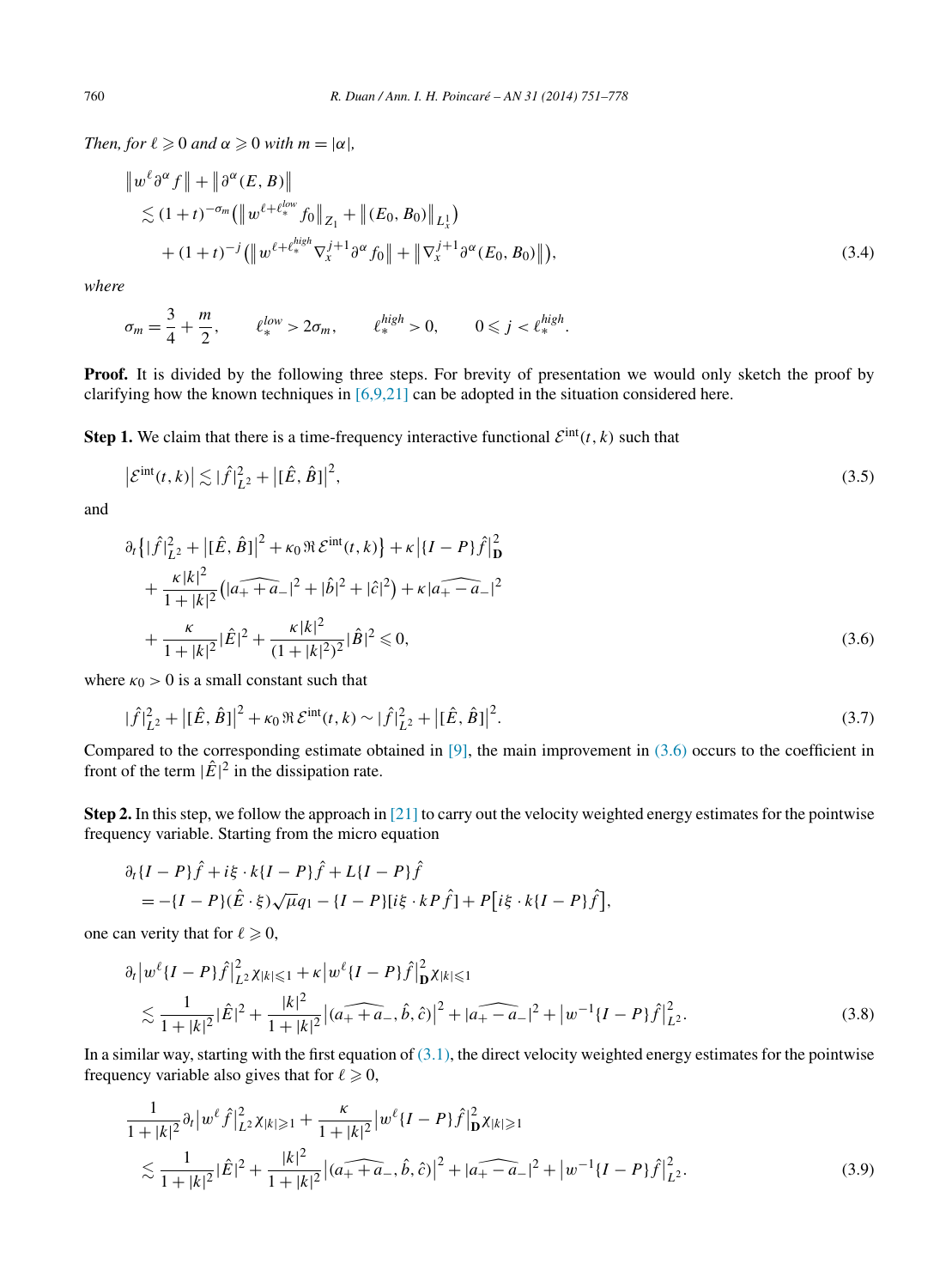*Then, for $\ell \geqslant 0$ and $\alpha \geqslant 0$ with $m = |\alpha|$,*

$$
\begin{aligned}
&\left\| w^\ell \partial^\alpha f \right\| + \left\| \partial^\alpha (E, B) \right\| \\
&\quad \lesssim (1+t)^{-\sigma_m} \left( \left\| w^{\ell + \ell_*^{low}} f_0 \right\|_{Z_1} + \left\| (E_0, B_0) \right\|_{L^1_x} \right) \\
&\qquad + (1+t)^{-j} \left( \left\| w^{\ell + \ell_*^{high}} \nabla_x^{j+1} \partial^\alpha f_0 \right\| + \left\| \nabla_x^{j+1} \partial^\alpha (E_0, B_0) \right\| \right),
\end{aligned}
\tag{3.4}
$$

*where*

$$
\sigma_m = \frac{3}{4} + \frac{m}{2}, \qquad \ell_*^{low} > 2\sigma_m, \qquad \ell_*^{high} > 0, \qquad 0 \leqslant j < \ell_*^{high}.
$$

**Proof.** It is divided by the following three steps. For brevity of presentation we would only sketch the proof by clarifying how the known techniques in [6,9,21] can be adopted in the situation considered here.

**Step 1.** We claim that there is a time-frequency interactive functional $\mathcal{E}^{\text{int}}(t,k)$ such that

$$
\left| \mathcal{E}^{\text{int}}(t,k) \right| \lesssim |\hat{f}|_{L^2}^2 + \left| [\hat{E}, \hat{B}] \right|^2,
\tag{3.5}
$$

and

$$
\begin{aligned}
&\partial_t \left\{ |\hat{f}|_{L^2}^2 + \left| [\hat{E}, \hat{B}] \right|^2 + \kappa_0 \Re \mathcal{E}^{\text{int}}(t,k) \right\} + \kappa \left| \{I - P\} \hat{f} \right|_{\mathbf{D}}^2 \\
&\quad + \frac{\kappa |k|^2}{1+|k|^2} \left( |\widehat{a_+ + a_-}|^2 + |\hat{b}|^2 + |\hat{c}|^2 \right) + \kappa |\widehat{a_+ - a_-}|^2 \\
&\quad + \frac{\kappa}{1+|k|^2} |\hat{E}|^2 + \frac{\kappa |k|^2}{(1+|k|^2)^2} |\hat{B}|^2 \leqslant 0,
\end{aligned}
\tag{3.6}
$$

where $\kappa_0 > 0$ is a small constant such that

$$
|\hat{f}|_{L^2}^2 + \left| [\hat{E}, \hat{B}] \right|^2 + \kappa_0 \Re \mathcal{E}^{\text{int}}(t,k) \sim |\hat{f}|_{L^2}^2 + \left| [\hat{E}, \hat{B}] \right|^2.
\tag{3.7}
$$

Compared to the corresponding estimate obtained in [9], the main improvement in (3.6) occurs to the coefficient in front of the term $|\hat{E}|^2$ in the dissipation rate.

**Step 2.** In this step, we follow the approach in [21] to carry out the velocity weighted energy estimates for the pointwise frequency variable. Starting from the micro equation

$$
\begin{aligned}
&\partial_t \{I - P\} \hat{f} + i\xi \cdot k \{I - P\} \hat{f} + L\{I - P\} \hat{f} \\
&\quad = -\{I - P\} (\hat{E} \cdot \xi) \sqrt{\mu} q_1 - \{I - P\} [i\xi \cdot k P \hat{f}] + P\big[ i\xi \cdot k \{I - P\} \hat{f} \big],
\end{aligned}
$$

one can verity that for $\ell \geqslant 0$,

$$
\begin{aligned}
&\partial_t \left| w^\ell \{I - P\} \hat{f} \right|_{L^2}^2 \chi_{|k| \leqslant 1} + \kappa \left| w^\ell \{I - P\} \hat{f} \right|_{\mathbf{D}}^2 \chi_{|k| \leqslant 1} \\
&\quad \lesssim \frac{1}{1+|k|^2} |\hat{E}|^2 + \frac{|k|^2}{1+|k|^2} \left| (\widehat{a_+ + a_-}, \hat{b}, \hat{c}) \right|^2 + |\widehat{a_+ - a_-}|^2 + \left| w^{-1} \{I - P\} \hat{f} \right|_{L^2}^2.
\end{aligned}
\tag{3.8}
$$

In a similar way, starting with the first equation of (3.1), the direct velocity weighted energy estimates for the pointwise frequency variable also gives that for $\ell \geqslant 0$,

$$
\begin{aligned}
&\frac{1}{1+|k|^2} \partial_t \left| w^\ell \hat{f} \right|_{L^2}^2 \chi_{|k| \geqslant 1} + \frac{\kappa}{1+|k|^2} \left| w^\ell \{I - P\} \hat{f} \right|_{\mathbf{D}}^2 \chi_{|k| \geqslant 1} \\
&\quad \lesssim \frac{1}{1+|k|^2} |\hat{E}|^2 + \frac{|k|^2}{1+|k|^2} \left| (\widehat{a_+ + a_-}, \hat{b}, \hat{c}) \right|^2 + |\widehat{a_+ - a_-}|^2 + \left| w^{-1} \{I - P\} \hat{f} \right|_{L^2}^2.
\end{aligned}
\tag{3.9}
$$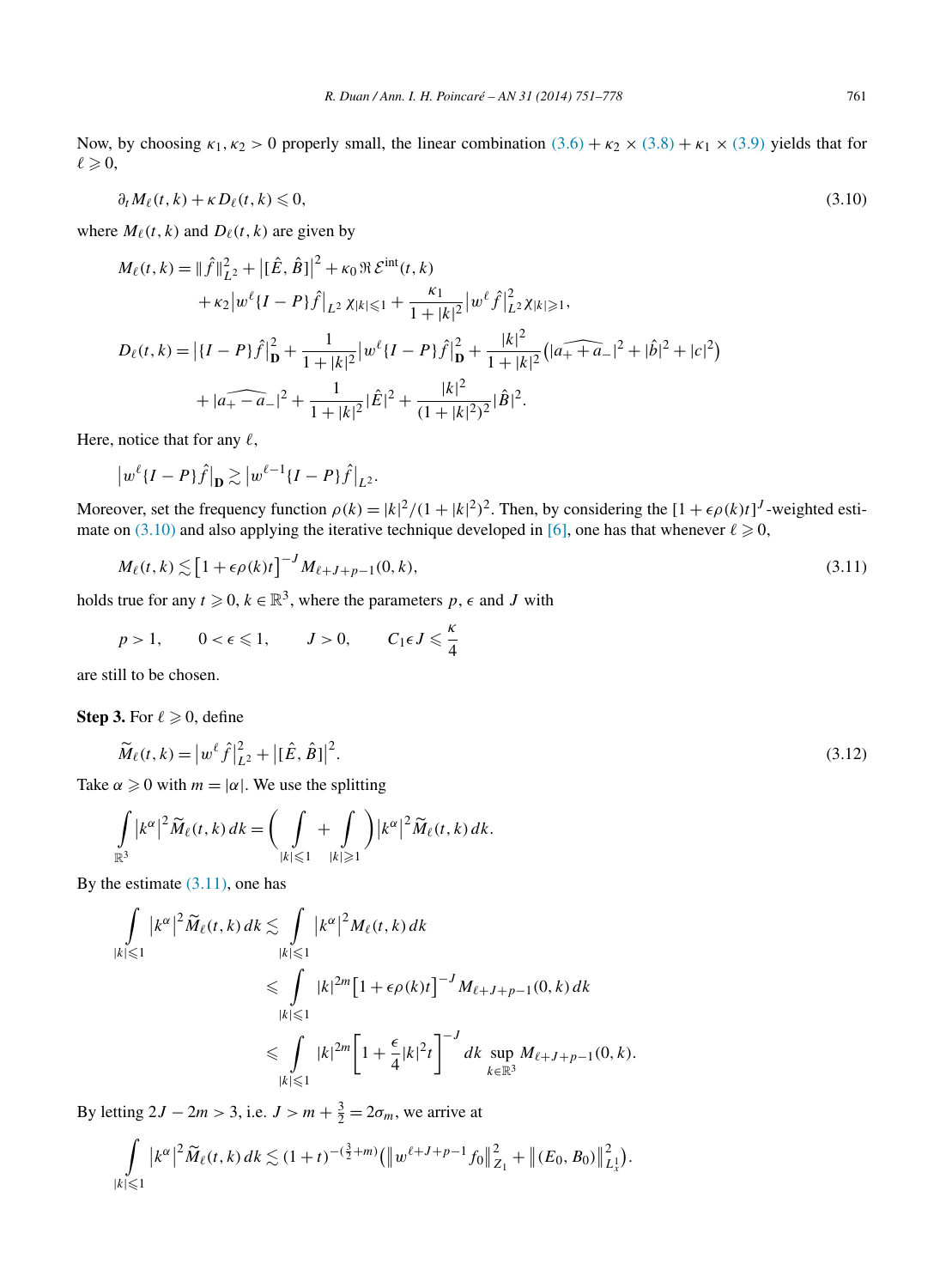Now, by choosing $\kappa_1, \kappa_2 > 0$ properly small, the linear combination (3.6) + $\kappa_2 \times$ (3.8) + $\kappa_1 \times$ (3.9) yields that for $\ell \geqslant 0$,

$$\partial_t M_\ell(t,k) + \kappa D_\ell(t,k) \leqslant 0, \tag{3.10}$$

where $M_\ell(t,k)$ and $D_\ell(t,k)$ are given by

$$\begin{aligned}
M_\ell(t,k) &= \|\hat{f}\|_{L^2}^2 + \big|[\hat{E},\hat{B}]\big|^2 + \kappa_0 \Re \mathcal{E}^{\text{int}}(t,k) \\
&\quad + \kappa_2 \big|w^\ell \{I-P\}\hat{f}\big|_{L^2} \chi_{|k|\leqslant 1} + \frac{\kappa_1}{1+|k|^2} \big|w^\ell \hat{f}\big|_{L^2}^2 \chi_{|k|\geqslant 1}, \\
D_\ell(t,k) &= \big|\{I-P\}\hat{f}\big|_{\mathbf{D}}^2 + \frac{1}{1+|k|^2}\big|w^\ell \{I-P\}\hat{f}\big|_{\mathbf{D}}^2 + \frac{|k|^2}{1+|k|^2}\big(|\widehat{a_+ + a_-}|^2 + |\hat{b}|^2 + |c|^2\big) \\
&\quad + |\widehat{a_+ - a_-}|^2 + \frac{1}{1+|k|^2}|\hat{E}|^2 + \frac{|k|^2}{(1+|k|^2)^2}|\hat{B}|^2.
\end{aligned}$$

Here, notice that for any $\ell$,

$$\big|w^\ell \{I-P\}\hat{f}\big|_{\mathbf{D}} \gtrsim \big|w^{\ell-1}\{I-P\}\hat{f}\big|_{L^2}.$$

Moreover, set the frequency function $\rho(k) = |k|^2/(1+|k|^2)^2$. Then, by considering the $[1+\epsilon\rho(k)t]^J$-weighted estimate on (3.10) and also applying the iterative technique developed in [6], one has that whenever $\ell \geqslant 0$,

$$M_\ell(t,k) \lesssim \big[1+\epsilon\rho(k)t\big]^{-J} M_{\ell+J+p-1}(0,k), \tag{3.11}$$

holds true for any $t \geqslant 0$, $k \in \mathbb{R}^3$, where the parameters $p$, $\epsilon$ and $J$ with

$$p > 1, \qquad 0 < \epsilon \leqslant 1, \qquad J > 0, \qquad C_1 \epsilon J \leqslant \frac{\kappa}{4}$$

are still to be chosen.

**Step 3.** For $\ell \geqslant 0$, define

$$\widetilde{M}_\ell(t,k) = \big|w^\ell \hat{f}\big|_{L^2}^2 + \big|[\hat{E},\hat{B}]\big|^2. \tag{3.12}$$

Take $\alpha \geqslant 0$ with $m = |\alpha|$. We use the splitting

$$\int_{\mathbb{R}^3} \big|k^\alpha\big|^2 \widetilde{M}_\ell(t,k)\,dk = \bigg(\int_{|k|\leqslant 1} + \int_{|k|\geqslant 1}\bigg) \big|k^\alpha\big|^2 \widetilde{M}_\ell(t,k)\,dk.$$

By the estimate (3.11), one has

$$\begin{aligned}
\int_{|k|\leqslant 1} \big|k^\alpha\big|^2 \widetilde{M}_\ell(t,k)\,dk &\lesssim \int_{|k|\leqslant 1} \big|k^\alpha\big|^2 M_\ell(t,k)\,dk \\
&\leqslant \int_{|k|\leqslant 1} |k|^{2m}\big[1+\epsilon\rho(k)t\big]^{-J} M_{\ell+J+p-1}(0,k)\,dk \\
&\leqslant \int_{|k|\leqslant 1} |k|^{2m}\bigg[1+\frac{\epsilon}{4}|k|^2 t\bigg]^{-J} dk \sup_{k\in\mathbb{R}^3} M_{\ell+J+p-1}(0,k).
\end{aligned}$$

By letting $2J - 2m > 3$, i.e. $J > m + \frac{3}{2} = 2\sigma_m$, we arrive at

$$\int_{|k|\leqslant 1} \big|k^\alpha\big|^2 \widetilde{M}_\ell(t,k)\,dk \lesssim (1+t)^{-(\frac{3}{2}+m)}\big(\big\|w^{\ell+J+p-1} f_0\big\|_{Z_1}^2 + \big\|(E_0,B_0)\big\|_{L^1_x}^2\big).$$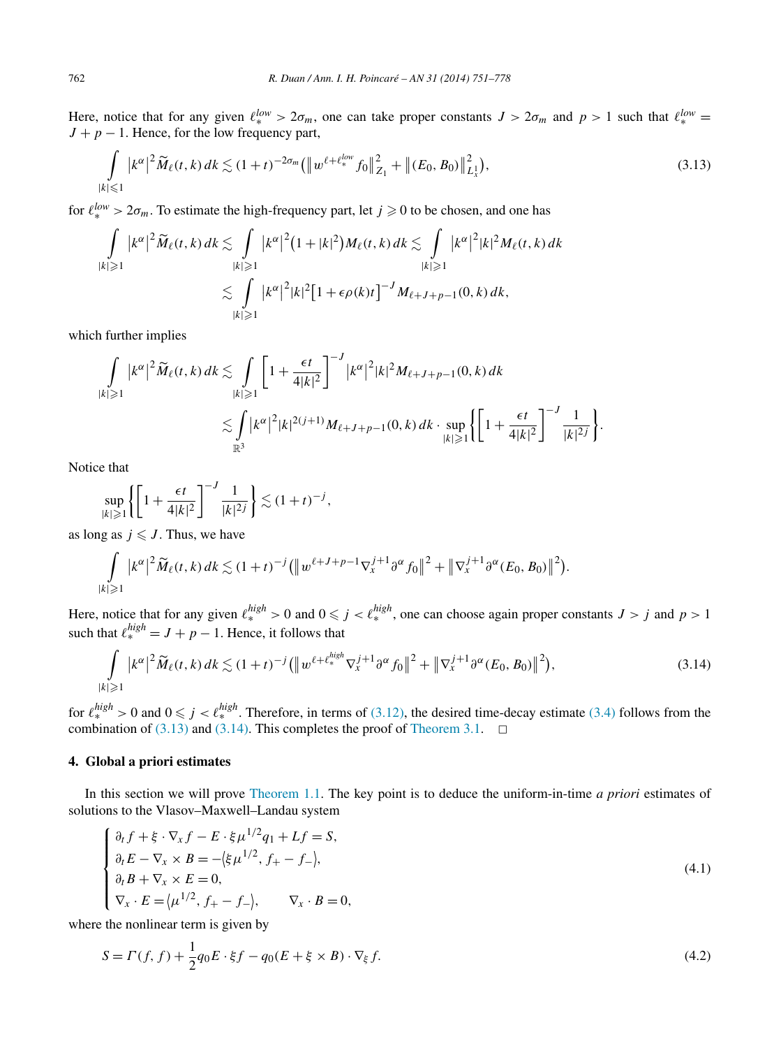Here, notice that for any given $\ell_*^{low} > 2\sigma_m$, one can take proper constants $J > 2\sigma_m$ and $p > 1$ such that $\ell_*^{low} = J + p - 1$. Hence, for the low frequency part,

$$\int_{|k|\leqslant 1} |k^\alpha|^2 \widetilde{M}_\ell(t,k)\,dk \lesssim (1+t)^{-2\sigma_m}\big(\big\|w^{\ell+\ell_*^{low}} f_0\big\|_{Z_1}^2 + \big\|(E_0,B_0)\big\|_{L^1_x}^2\big), \tag{3.13}$$

for $\ell_*^{low} > 2\sigma_m$. To estimate the high-frequency part, let $j \geqslant 0$ to be chosen, and one has

$$\begin{aligned}\int_{|k|\geqslant 1} |k^\alpha|^2 \widetilde{M}_\ell(t,k)\,dk &\lesssim \int_{|k|\geqslant 1} |k^\alpha|^2\big(1+|k|^2\big)M_\ell(t,k)\,dk \lesssim \int_{|k|\geqslant 1} |k^\alpha|^2|k|^2 M_\ell(t,k)\,dk \\ &\lesssim \int_{|k|\geqslant 1} |k^\alpha|^2|k|^2\big[1+\epsilon\rho(k)t\big]^{-J} M_{\ell+J+p-1}(0,k)\,dk,\end{aligned}$$

which further implies

$$\begin{aligned}\int_{|k|\geqslant 1} |k^\alpha|^2 \widetilde{M}_\ell(t,k)\,dk &\lesssim \int_{|k|\geqslant 1}\left[1+\frac{\epsilon t}{4|k|^2}\right]^{-J} |k^\alpha|^2|k|^2 M_{\ell+J+p-1}(0,k)\,dk \\ &\lesssim \int_{\mathbb{R}^3} |k^\alpha|^2|k|^{2(j+1)} M_{\ell+J+p-1}(0,k)\,dk \cdot \sup_{|k|\geqslant 1}\left\{\left[1+\frac{\epsilon t}{4|k|^2}\right]^{-J}\frac{1}{|k|^{2j}}\right\}.\end{aligned}$$

Notice that

$$\sup_{|k|\geqslant 1}\left\{\left[1+\frac{\epsilon t}{4|k|^2}\right]^{-J}\frac{1}{|k|^{2j}}\right\} \lesssim (1+t)^{-j},$$

as long as $j \leqslant J$. Thus, we have

$$\int_{|k|\geqslant 1} |k^\alpha|^2 \widetilde{M}_\ell(t,k)\,dk \lesssim (1+t)^{-j}\big(\big\|w^{\ell+J+p-1}\nabla_x^{j+1}\partial^\alpha f_0\big\|^2 + \big\|\nabla_x^{j+1}\partial^\alpha(E_0,B_0)\big\|^2\big).$$

Here, notice that for any given $\ell_*^{high} > 0$ and $0 \leqslant j < \ell_*^{high}$, one can choose again proper constants $J > j$ and $p > 1$ such that $\ell_*^{high} = J + p - 1$. Hence, it follows that

$$\int_{|k|\geqslant 1} |k^\alpha|^2 \widetilde{M}_\ell(t,k)\,dk \lesssim (1+t)^{-j}\big(\big\|w^{\ell+\ell_*^{high}}\nabla_x^{j+1}\partial^\alpha f_0\big\|^2 + \big\|\nabla_x^{j+1}\partial^\alpha(E_0,B_0)\big\|^2\big), \tag{3.14}$$

for $\ell_*^{high} > 0$ and $0 \leqslant j < \ell_*^{high}$. Therefore, in terms of (3.12), the desired time-decay estimate (3.4) follows from the combination of (3.13) and (3.14). This completes the proof of Theorem 3.1. □

## 4. Global a priori estimates

In this section we will prove Theorem 1.1. The key point is to deduce the uniform-in-time *a priori* estimates of solutions to the Vlasov–Maxwell–Landau system

$$\begin{cases}\partial_t f + \xi\cdot\nabla_x f - E\cdot\xi\mu^{1/2}q_1 + Lf = S, \\ \partial_t E - \nabla_x\times B = -\langle\xi\mu^{1/2}, f_+ - f_-\rangle, \\ \partial_t B + \nabla_x\times E = 0, \\ \nabla_x\cdot E = \langle\mu^{1/2}, f_+ - f_-\rangle, \qquad \nabla_x\cdot B = 0,\end{cases} \tag{4.1}$$

where the nonlinear term is given by

$$S = \Gamma(f,f) + \frac{1}{2}q_0 E\cdot\xi f - q_0(E+\xi\times B)\cdot\nabla_\xi f. \tag{4.2}$$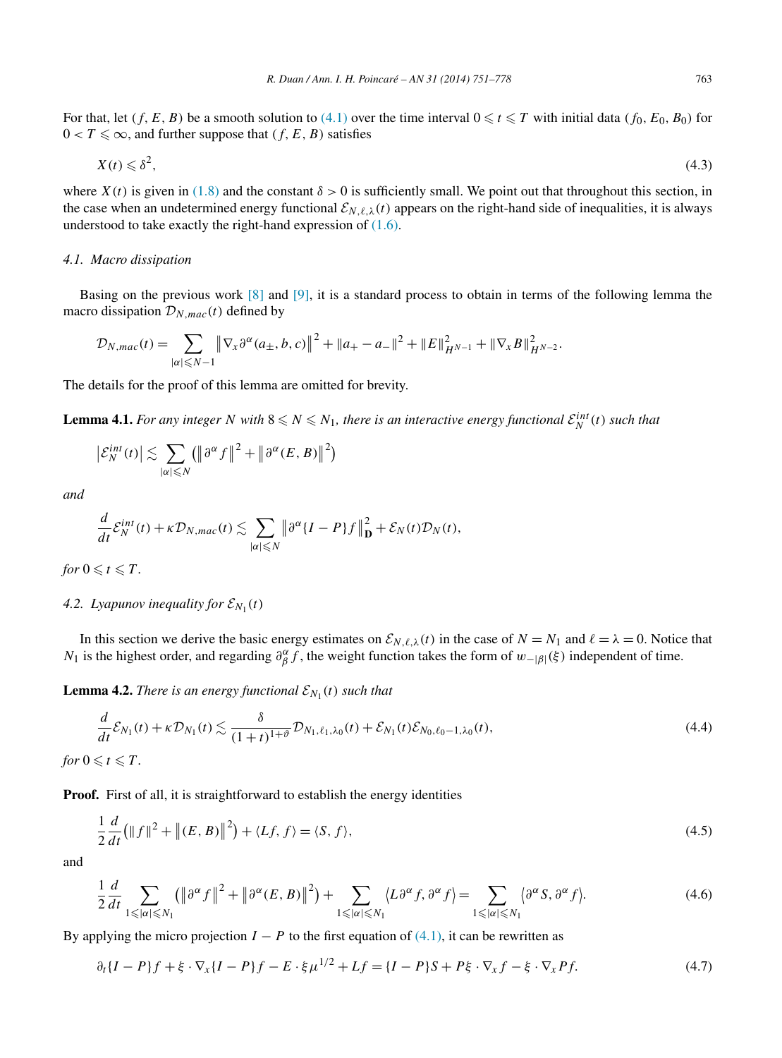For that, let $(f, E, B)$ be a smooth solution to (4.1) over the time interval $0 \leqslant t \leqslant T$ with initial data $(f_0, E_0, B_0)$ for $0 < T \leqslant \infty$, and further suppose that $(f, E, B)$ satisfies

$$X(t) \leqslant \delta^2, \tag{4.3}$$

where $X(t)$ is given in (1.8) and the constant $\delta > 0$ is sufficiently small. We point out that throughout this section, in the case when an undetermined energy functional $\mathcal{E}_{N,\ell,\lambda}(t)$ appears on the right-hand side of inequalities, it is always understood to take exactly the right-hand expression of (1.6).

### 4.1. Macro dissipation

Basing on the previous work [8] and [9], it is a standard process to obtain in terms of the following lemma the macro dissipation $\mathcal{D}_{N,mac}(t)$ defined by

$$\mathcal{D}_{N,mac}(t) = \sum_{|\alpha| \leqslant N-1} \left\| \nabla_x \partial^\alpha (a_\pm, b, c) \right\|^2 + \|a_+ - a_-\|^2 + \|E\|^2_{H^{N-1}} + \|\nabla_x B\|^2_{H^{N-2}}.$$

The details for the proof of this lemma are omitted for brevity.

**Lemma 4.1.** *For any integer $N$ with $8 \leqslant N \leqslant N_1$, there is an interactive energy functional $\mathcal{E}_N^{int}(t)$ such that*

$$\left|\mathcal{E}_N^{int}(t)\right| \lesssim \sum_{|\alpha| \leqslant N} \left( \left\| \partial^\alpha f \right\|^2 + \left\| \partial^\alpha (E, B) \right\|^2 \right)$$

*and*

$$\frac{d}{dt} \mathcal{E}_N^{int}(t) + \kappa \mathcal{D}_{N,mac}(t) \lesssim \sum_{|\alpha| \leqslant N} \left\| \partial^\alpha \{I - P\} f \right\|^2_{\mathbf{D}} + \mathcal{E}_N(t) \mathcal{D}_N(t),$$

*for $0 \leqslant t \leqslant T$.*

### 4.2. Lyapunov inequality for $\mathcal{E}_{N_1}(t)$

In this section we derive the basic energy estimates on $\mathcal{E}_{N,\ell,\lambda}(t)$ in the case of $N = N_1$ and $\ell = \lambda = 0$. Notice that $N_1$ is the highest order, and regarding $\partial_\beta^\alpha f$, the weight function takes the form of $w_{-|\beta|}(\xi)$ independent of time.

**Lemma 4.2.** *There is an energy functional $\mathcal{E}_{N_1}(t)$ such that*

$$\frac{d}{dt} \mathcal{E}_{N_1}(t) + \kappa \mathcal{D}_{N_1}(t) \lesssim \frac{\delta}{(1+t)^{1+\vartheta}} \mathcal{D}_{N_1, \ell_1, \lambda_0}(t) + \mathcal{E}_{N_1}(t) \mathcal{E}_{N_0, \ell_0 - 1, \lambda_0}(t), \tag{4.4}$$

*for $0 \leqslant t \leqslant T$.*

**Proof.** First of all, it is straightforward to establish the energy identities

$$\frac{1}{2} \frac{d}{dt} \left( \|f\|^2 + \left\| (E, B) \right\|^2 \right) + \langle Lf, f \rangle = \langle S, f \rangle, \tag{4.5}$$

and

$$\frac{1}{2} \frac{d}{dt} \sum_{1 \leqslant |\alpha| \leqslant N_1} \left( \left\| \partial^\alpha f \right\|^2 + \left\| \partial^\alpha (E, B) \right\|^2 \right) + \sum_{1 \leqslant |\alpha| \leqslant N_1} \left\langle L \partial^\alpha f, \partial^\alpha f \right\rangle = \sum_{1 \leqslant |\alpha| \leqslant N_1} \left\langle \partial^\alpha S, \partial^\alpha f \right\rangle. \tag{4.6}$$

By applying the micro projection $I - P$ to the first equation of (4.1), it can be rewritten as

$$\partial_t \{I - P\} f + \xi \cdot \nabla_x \{I - P\} f - E \cdot \xi \mu^{1/2} + Lf = \{I - P\} S + P \xi \cdot \nabla_x f - \xi \cdot \nabla_x P f. \tag{4.7}$$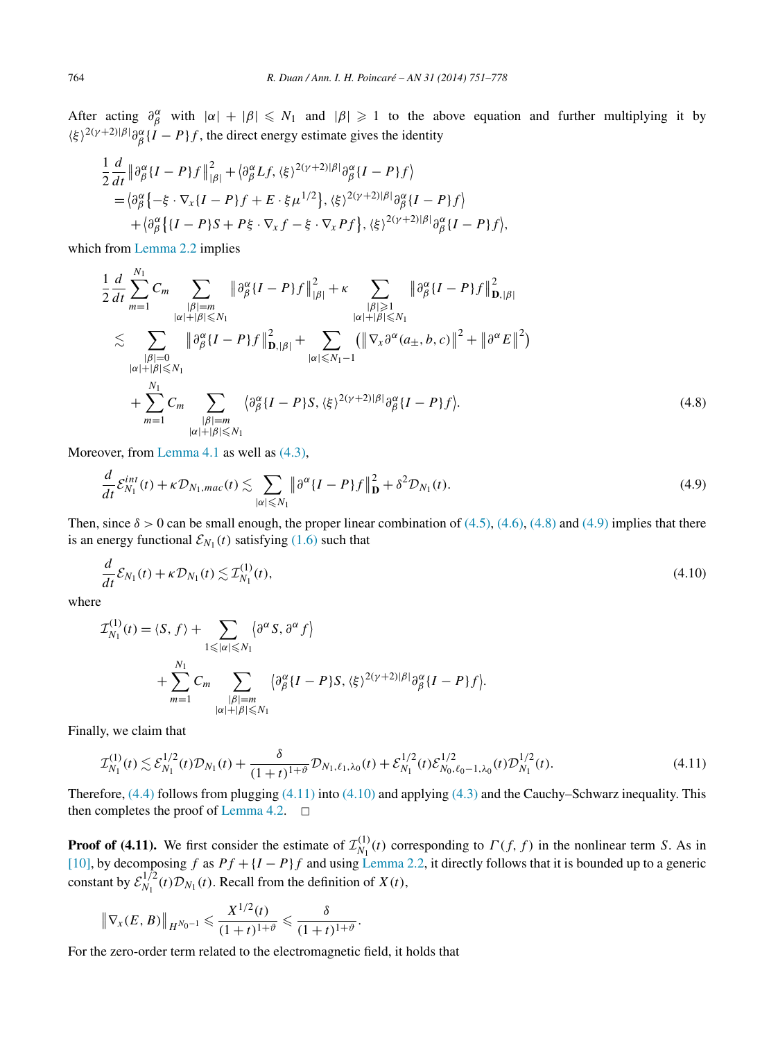After acting $\partial_\beta^\alpha$ with $|\alpha| + |\beta| \leqslant N_1$ and $|\beta| \geqslant 1$ to the above equation and further multiplying it by $\langle\xi\rangle^{2(\gamma+2)|\beta|}\partial_\beta^\alpha\{I-P\}f$, the direct energy estimate gives the identity

$$
\begin{aligned}
&\frac{1}{2}\frac{d}{dt}\left\|\partial_\beta^\alpha\{I-P\}f\right\|_{|\beta|}^2 + \left\langle \partial_\beta^\alpha Lf, \langle\xi\rangle^{2(\gamma+2)|\beta|}\partial_\beta^\alpha\{I-P\}f\right\rangle \\
&\quad = \left\langle \partial_\beta^\alpha\left\{-\xi\cdot\nabla_x\{I-P\}f + E\cdot\xi\mu^{1/2}\right\}, \langle\xi\rangle^{2(\gamma+2)|\beta|}\partial_\beta^\alpha\{I-P\}f\right\rangle \\
&\qquad + \left\langle \partial_\beta^\alpha\left\{\{I-P\}S + P\xi\cdot\nabla_x f - \xi\cdot\nabla_x Pf\right\}, \langle\xi\rangle^{2(\gamma+2)|\beta|}\partial_\beta^\alpha\{I-P\}f\right\rangle,
\end{aligned}
$$

which from Lemma 2.2 implies

$$
\begin{aligned}
&\frac{1}{2}\frac{d}{dt}\sum_{m=1}^{N_1} C_m \sum_{\substack{|\beta|=m\\ |\alpha|+|\beta|\leqslant N_1}} \left\|\partial_\beta^\alpha\{I-P\}f\right\|_{|\beta|}^2 + \kappa \sum_{\substack{|\beta|\geqslant 1\\ |\alpha|+|\beta|\leqslant N_1}} \left\|\partial_\beta^\alpha\{I-P\}f\right\|_{\mathbf{D},|\beta|}^2 \\
&\quad \lesssim \sum_{\substack{|\beta|=0\\ |\alpha|+|\beta|\leqslant N_1}} \left\|\partial_\beta^\alpha\{I-P\}f\right\|_{\mathbf{D},|\beta|}^2 + \sum_{|\alpha|\leqslant N_1-1}\left(\left\|\nabla_x\partial^\alpha(a_\pm,b,c)\right\|^2 + \left\|\partial^\alpha E\right\|^2\right) \\
&\qquad + \sum_{m=1}^{N_1} C_m \sum_{\substack{|\beta|=m\\ |\alpha|+|\beta|\leqslant N_1}} \left\langle \partial_\beta^\alpha\{I-P\}S, \langle\xi\rangle^{2(\gamma+2)|\beta|}\partial_\beta^\alpha\{I-P\}f\right\rangle.
\end{aligned}
\tag{4.8}
$$

Moreover, from Lemma 4.1 as well as (4.3),

$$
\frac{d}{dt}\mathcal{E}_{N_1}^{int}(t) + \kappa\mathcal{D}_{N_1,mac}(t) \lesssim \sum_{|\alpha|\leqslant N_1}\left\|\partial^\alpha\{I-P\}f\right\|_{\mathbf{D}}^2 + \delta^2\mathcal{D}_{N_1}(t).
\tag{4.9}
$$

Then, since $\delta > 0$ can be small enough, the proper linear combination of (4.5), (4.6), (4.8) and (4.9) implies that there is an energy functional $\mathcal{E}_{N_1}(t)$ satisfying (1.6) such that

$$
\frac{d}{dt}\mathcal{E}_{N_1}(t) + \kappa\mathcal{D}_{N_1}(t) \lesssim \mathcal{I}_{N_1}^{(1)}(t),
\tag{4.10}
$$

where

$$
\begin{aligned}
\mathcal{I}_{N_1}^{(1)}(t) &= \langle S, f\rangle + \sum_{1\leqslant|\alpha|\leqslant N_1}\left\langle \partial^\alpha S, \partial^\alpha f\right\rangle \\
&\quad + \sum_{m=1}^{N_1} C_m \sum_{\substack{|\beta|=m\\ |\alpha|+|\beta|\leqslant N_1}} \left\langle \partial_\beta^\alpha\{I-P\}S, \langle\xi\rangle^{2(\gamma+2)|\beta|}\partial_\beta^\alpha\{I-P\}f\right\rangle.
\end{aligned}
$$

Finally, we claim that

$$
\mathcal{I}_{N_1}^{(1)}(t) \lesssim \mathcal{E}_{N_1}^{1/2}(t)\mathcal{D}_{N_1}(t) + \frac{\delta}{(1+t)^{1+\vartheta}}\mathcal{D}_{N_1,\ell_1,\lambda_0}(t) + \mathcal{E}_{N_1}^{1/2}(t)\mathcal{E}_{N_0,\ell_0-1,\lambda_0}^{1/2}(t)\mathcal{D}_{N_1}^{1/2}(t).
\tag{4.11}
$$

Therefore, (4.4) follows from plugging (4.11) into (4.10) and applying (4.3) and the Cauchy–Schwarz inequality. This then completes the proof of Lemma 4.2. $\square$

**Proof of (4.11).** We first consider the estimate of $\mathcal{I}_{N_1}^{(1)}(t)$ corresponding to $\Gamma(f,f)$ in the nonlinear term $S$. As in [10], by decomposing $f$ as $Pf + \{I-P\}f$ and using Lemma 2.2, it directly follows that it is bounded up to a generic constant by $\mathcal{E}_{N_1}^{1/2}(t)\mathcal{D}_{N_1}(t)$. Recall from the definition of $X(t)$,

$$
\left\|\nabla_x(E,B)\right\|_{H^{N_0-1}} \leqslant \frac{X^{1/2}(t)}{(1+t)^{1+\vartheta}} \leqslant \frac{\delta}{(1+t)^{1+\vartheta}}.
$$

For the zero-order term related to the electromagnetic field, it holds that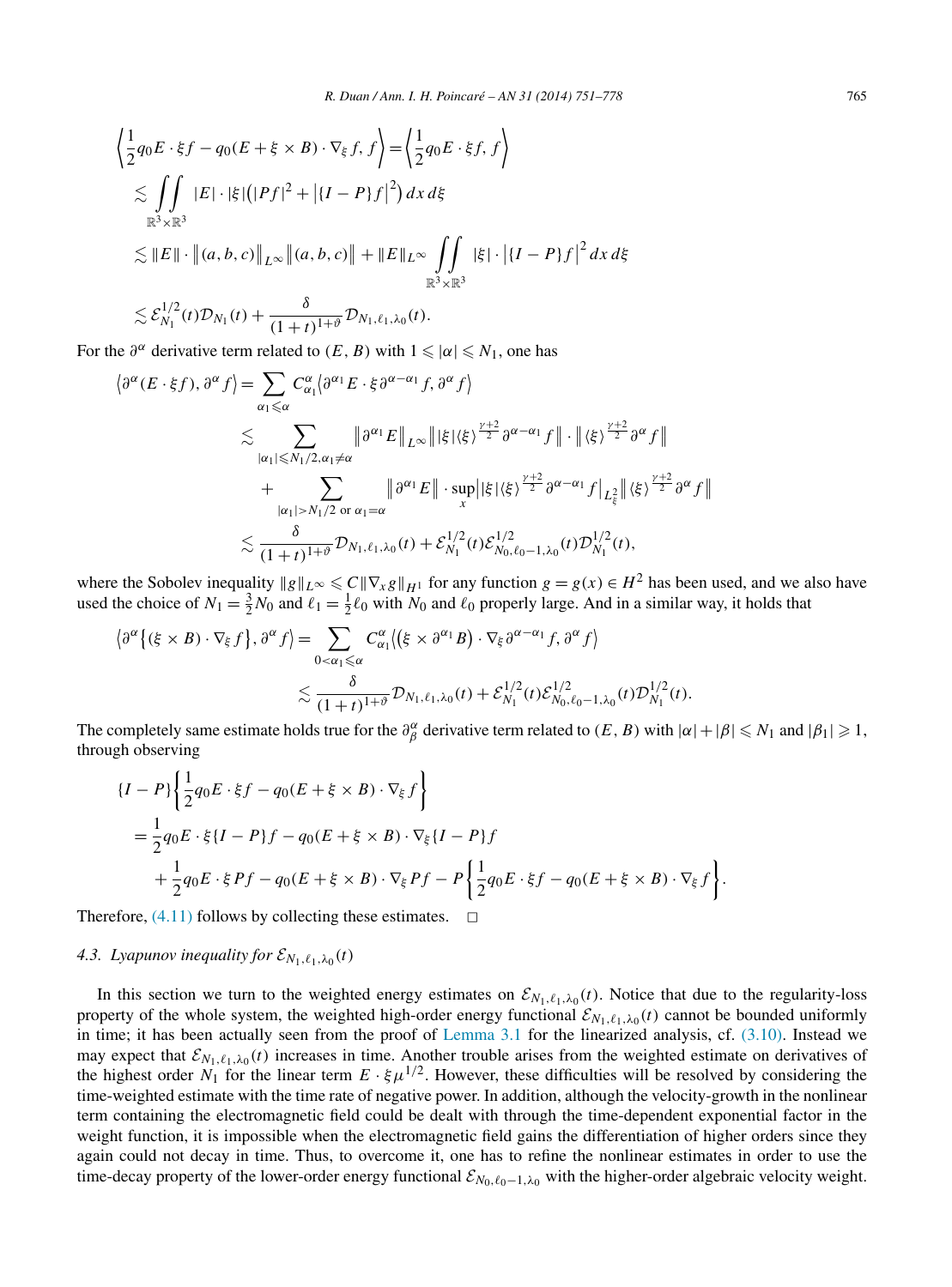$$
\begin{aligned}
&\left\langle \frac{1}{2} q_0 E \cdot \xi f - q_0 (E + \xi \times B) \cdot \nabla_\xi f, f \right\rangle = \left\langle \frac{1}{2} q_0 E \cdot \xi f, f \right\rangle \\
&\quad \lesssim \iint_{\mathbb{R}^3 \times \mathbb{R}^3} |E| \cdot |\xi| \left( |Pf|^2 + \left| \{I - P\} f \right|^2 \right) dx\, d\xi \\
&\quad \lesssim \|E\| \cdot \left\| (a, b, c) \right\|_{L^\infty} \left\| (a, b, c) \right\| + \|E\|_{L^\infty} \iint_{\mathbb{R}^3 \times \mathbb{R}^3} |\xi| \cdot \left| \{I - P\} f \right|^2 dx\, d\xi \\
&\quad \lesssim \mathcal{E}_{N_1}^{1/2}(t) \mathcal{D}_{N_1}(t) + \frac{\delta}{(1+t)^{1+\vartheta}} \mathcal{D}_{N_1, \ell_1, \lambda_0}(t).
\end{aligned}
$$

For the $\partial^\alpha$ derivative term related to $(E, B)$ with $1 \leqslant |\alpha| \leqslant N_1$, one has

$$
\begin{aligned}
\left\langle \partial^\alpha (E \cdot \xi f), \partial^\alpha f \right\rangle &= \sum_{\alpha_1 \leqslant \alpha} C_{\alpha_1}^{\alpha} \left\langle \partial^{\alpha_1} E \cdot \xi \partial^{\alpha - \alpha_1} f, \partial^\alpha f \right\rangle \\
&\lesssim \sum_{|\alpha_1| \leqslant N_1/2, \alpha_1 \neq \alpha} \left\| \partial^{\alpha_1} E \right\|_{L^\infty} \left\| |\xi| \langle \xi \rangle^{\frac{\gamma+2}{2}} \partial^{\alpha - \alpha_1} f \right\| \cdot \left\| \langle \xi \rangle^{\frac{\gamma+2}{2}} \partial^\alpha f \right\| \\
&\quad + \sum_{|\alpha_1| > N_1/2 \text{ or } \alpha_1 = \alpha} \left\| \partial^{\alpha_1} E \right\| \cdot \sup_x \left| |\xi| \langle \xi \rangle^{\frac{\gamma+2}{2}} \partial^{\alpha - \alpha_1} f \right|_{L^2_\xi} \left\| \langle \xi \rangle^{\frac{\gamma+2}{2}} \partial^\alpha f \right\| \\
&\lesssim \frac{\delta}{(1+t)^{1+\vartheta}} \mathcal{D}_{N_1, \ell_1, \lambda_0}(t) + \mathcal{E}_{N_1}^{1/2}(t) \mathcal{E}_{N_0, \ell_0 - 1, \lambda_0}^{1/2}(t) \mathcal{D}_{N_1}^{1/2}(t),
\end{aligned}
$$

where the Sobolev inequality $\|g\|_{L^\infty} \leqslant C \|\nabla_x g\|_{H^1}$ for any function $g = g(x) \in H^2$ has been used, and we also have used the choice of $N_1 = \frac{3}{2} N_0$ and $\ell_1 = \frac{1}{2} \ell_0$ with $N_0$ and $\ell_0$ properly large. And in a similar way, it holds that

$$
\begin{aligned}
\left\langle \partial^\alpha \left\{ (\xi \times B) \cdot \nabla_\xi f \right\}, \partial^\alpha f \right\rangle &= \sum_{0 < \alpha_1 \leqslant \alpha} C_{\alpha_1}^{\alpha} \left\langle \left( \xi \times \partial^{\alpha_1} B \right) \cdot \nabla_\xi \partial^{\alpha - \alpha_1} f, \partial^\alpha f \right\rangle \\
&\lesssim \frac{\delta}{(1+t)^{1+\vartheta}} \mathcal{D}_{N_1, \ell_1, \lambda_0}(t) + \mathcal{E}_{N_1}^{1/2}(t) \mathcal{E}_{N_0, \ell_0 - 1, \lambda_0}^{1/2}(t) \mathcal{D}_{N_1}^{1/2}(t).
\end{aligned}
$$

The completely same estimate holds true for the $\partial^\alpha_\beta$ derivative term related to $(E, B)$ with $|\alpha| + |\beta| \leqslant N_1$ and $|\beta_1| \geqslant 1$, through observing

$$
\begin{aligned}
&\{I - P\} \left\{ \frac{1}{2} q_0 E \cdot \xi f - q_0 (E + \xi \times B) \cdot \nabla_\xi f \right\} \\
&\quad = \frac{1}{2} q_0 E \cdot \xi \{I - P\} f - q_0 (E + \xi \times B) \cdot \nabla_\xi \{I - P\} f \\
&\qquad + \frac{1}{2} q_0 E \cdot \xi P f - q_0 (E + \xi \times B) \cdot \nabla_\xi P f - P \left\{ \frac{1}{2} q_0 E \cdot \xi f - q_0 (E + \xi \times B) \cdot \nabla_\xi f \right\}.
\end{aligned}
$$

Therefore, (4.11) follows by collecting these estimates. $\square$

### 4.3. Lyapunov inequality for $\mathcal{E}_{N_1, \ell_1, \lambda_0}(t)$

In this section we turn to the weighted energy estimates on $\mathcal{E}_{N_1, \ell_1, \lambda_0}(t)$. Notice that due to the regularity-loss property of the whole system, the weighted high-order energy functional $\mathcal{E}_{N_1, \ell_1, \lambda_0}(t)$ cannot be bounded uniformly in time; it has been actually seen from the proof of Lemma 3.1 for the linearized analysis, cf. (3.10). Instead we may expect that $\mathcal{E}_{N_1, \ell_1, \lambda_0}(t)$ increases in time. Another trouble arises from the weighted estimate on derivatives of the highest order $N_1$ for the linear term $E \cdot \xi \mu^{1/2}$. However, these difficulties will be resolved by considering the time-weighted estimate with the time rate of negative power. In addition, although the velocity-growth in the nonlinear term containing the electromagnetic field could be dealt with through the time-dependent exponential factor in the weight function, it is impossible when the electromagnetic field gains the differentiation of higher orders since they again could not decay in time. Thus, to overcome it, one has to refine the nonlinear estimates in order to use the time-decay property of the lower-order energy functional $\mathcal{E}_{N_0, \ell_0 - 1, \lambda_0}$ with the higher-order algebraic velocity weight.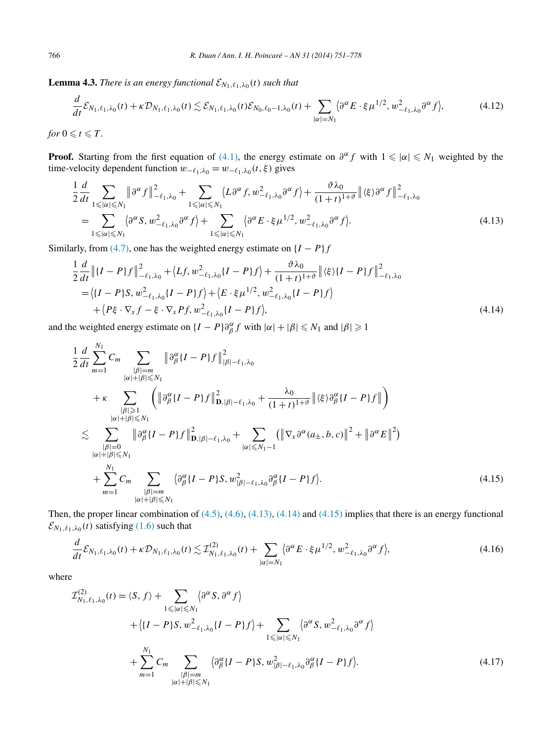**Lemma 4.3.** *There is an energy functional* $\mathcal{E}_{N_1,\ell_1,\lambda_0}(t)$ *such that*

$$\frac{d}{dt}\mathcal{E}_{N_1,\ell_1,\lambda_0}(t)+\kappa\mathcal{D}_{N_1,\ell_1,\lambda_0}(t)\lesssim\mathcal{E}_{N_1,\ell_1,\lambda_0}(t)\mathcal{E}_{N_0,\ell_0-1,\lambda_0}(t)+\sum_{|\alpha|=N_1}\langle\partial^\alpha E\cdot\xi\mu^{1/2},w^2_{-\ell_1,\lambda_0}\partial^\alpha f\rangle,\tag{4.12}$$

*for* $0\leqslant t\leqslant T$.

**Proof.** Starting from the first equation of (4.1), the energy estimate on $\partial^\alpha f$ with $1\leqslant|\alpha|\leqslant N_1$ weighted by the time-velocity dependent function $w_{-\ell_1,\lambda_0}=w_{-\ell_1,\lambda_0}(t,\xi)$ gives

$$\begin{aligned}
&\frac{1}{2}\frac{d}{dt}\sum_{1\leqslant|\alpha|\leqslant N_1}\|\partial^\alpha f\|^2_{-\ell_1,\lambda_0}+\sum_{1\leqslant|\alpha|\leqslant N_1}\langle L\partial^\alpha f,w^2_{-\ell_1,\lambda_0}\partial^\alpha f\rangle+\frac{\vartheta\lambda_0}{(1+t)^{1+\vartheta}}\|\langle\xi\rangle\partial^\alpha f\|^2_{-\ell_1,\lambda_0}\\
&\quad=\sum_{1\leqslant|\alpha|\leqslant N_1}\langle\partial^\alpha S,w^2_{-\ell_1,\lambda_0}\partial^\alpha f\rangle+\sum_{1\leqslant|\alpha|\leqslant N_1}\langle\partial^\alpha E\cdot\xi\mu^{1/2},w^2_{-\ell_1,\lambda_0}\partial^\alpha f\rangle.
\end{aligned}\tag{4.13}$$

Similarly, from (4.7), one has the weighted energy estimate on $\{I-P\}f$

$$\begin{aligned}
&\frac{1}{2}\frac{d}{dt}\|\{I-P\}f\|^2_{-\ell_1,\lambda_0}+\langle Lf,w^2_{-\ell_1,\lambda_0}\{I-P\}f\rangle+\frac{\vartheta\lambda_0}{(1+t)^{1+\vartheta}}\|\langle\xi\rangle\{I-P\}f\|^2_{-\ell_1,\lambda_0}\\
&\quad=\langle\{I-P\}S,w^2_{-\ell_1,\lambda_0}\{I-P\}f\rangle+\langle E\cdot\xi\mu^{1/2},w^2_{-\ell_1,\lambda_0}\{I-P\}f\rangle\\
&\qquad+\langle P\xi\cdot\nabla_x f-\xi\cdot\nabla_x Pf,w^2_{-\ell_1,\lambda_0}\{I-P\}f\rangle,
\end{aligned}\tag{4.14}$$

and the weighted energy estimate on $\{I-P\}\partial^\alpha_\beta f$ with $|\alpha|+|\beta|\leqslant N_1$ and $|\beta|\geqslant 1$

$$\begin{aligned}
&\frac{1}{2}\frac{d}{dt}\sum_{m=1}^{N_1}C_m\sum_{\substack{|\beta|=m\\|\alpha|+|\beta|\leqslant N_1}}\|\partial^\alpha_\beta\{I-P\}f\|^2_{|\beta|-\ell_1,\lambda_0}\\
&\quad+\kappa\sum_{\substack{|\beta|\geqslant1\\|\alpha|+|\beta|\leqslant N_1}}\left(\|\partial^\alpha_\beta\{I-P\}f\|^2_{\mathbf{D},|\beta|-\ell_1,\lambda_0}+\frac{\lambda_0}{(1+t)^{1+\vartheta}}\|\langle\xi\rangle\partial^\alpha_\beta\{I-P\}f\|\right)\\
&\lesssim\sum_{\substack{|\beta|=0\\|\alpha|+|\beta|\leqslant N_1}}\|\partial^\alpha_\beta\{I-P\}f\|^2_{\mathbf{D},|\beta|-\ell_1,\lambda_0}+\sum_{|\alpha|\leqslant N_1-1}\left(\|\nabla_x\partial^\alpha(a_\pm,b,c)\|^2+\|\partial^\alpha E\|^2\right)\\
&\quad+\sum_{m=1}^{N_1}C_m\sum_{\substack{|\beta|=m\\|\alpha|+|\beta|\leqslant N_1}}\langle\partial^\alpha_\beta\{I-P\}S,w^2_{|\beta|-\ell_1,\lambda_0}\partial^\alpha_\beta\{I-P\}f\rangle.
\end{aligned}\tag{4.15}$$

Then, the proper linear combination of (4.5), (4.6), (4.13), (4.14) and (4.15) implies that there is an energy functional $\mathcal{E}_{N_1,\ell_1,\lambda_0}(t)$ satisfying (1.6) such that

$$\frac{d}{dt}\mathcal{E}_{N_1,\ell_1,\lambda_0}(t)+\kappa\mathcal{D}_{N_1,\ell_1,\lambda_0}(t)\lesssim\mathcal{I}^{(2)}_{N_1,\ell_1,\lambda_0}(t)+\sum_{|\alpha|=N_1}\langle\partial^\alpha E\cdot\xi\mu^{1/2},w^2_{-\ell_1,\lambda_0}\partial^\alpha f\rangle,\tag{4.16}$$

where

$$\begin{aligned}
\mathcal{I}^{(2)}_{N_1,\ell_1,\lambda_0}(t)&=\langle S,f\rangle+\sum_{1\leqslant|\alpha|\leqslant N_1}\langle\partial^\alpha S,\partial^\alpha f\rangle\\
&\quad+\langle\{I-P\}S,w^2_{-\ell_1,\lambda_0}\{I-P\}f\rangle+\sum_{1\leqslant|\alpha|\leqslant N_1}\langle\partial^\alpha S,w^2_{-\ell_1,\lambda_0}\partial^\alpha f\rangle\\
&\quad+\sum_{m=1}^{N_1}C_m\sum_{\substack{|\beta|=m\\|\alpha|+|\beta|\leqslant N_1}}\langle\partial^\alpha_\beta\{I-P\}S,w^2_{|\beta|-\ell_1,\lambda_0}\partial^\alpha_\beta\{I-P\}f\rangle.
\end{aligned}\tag{4.17}$$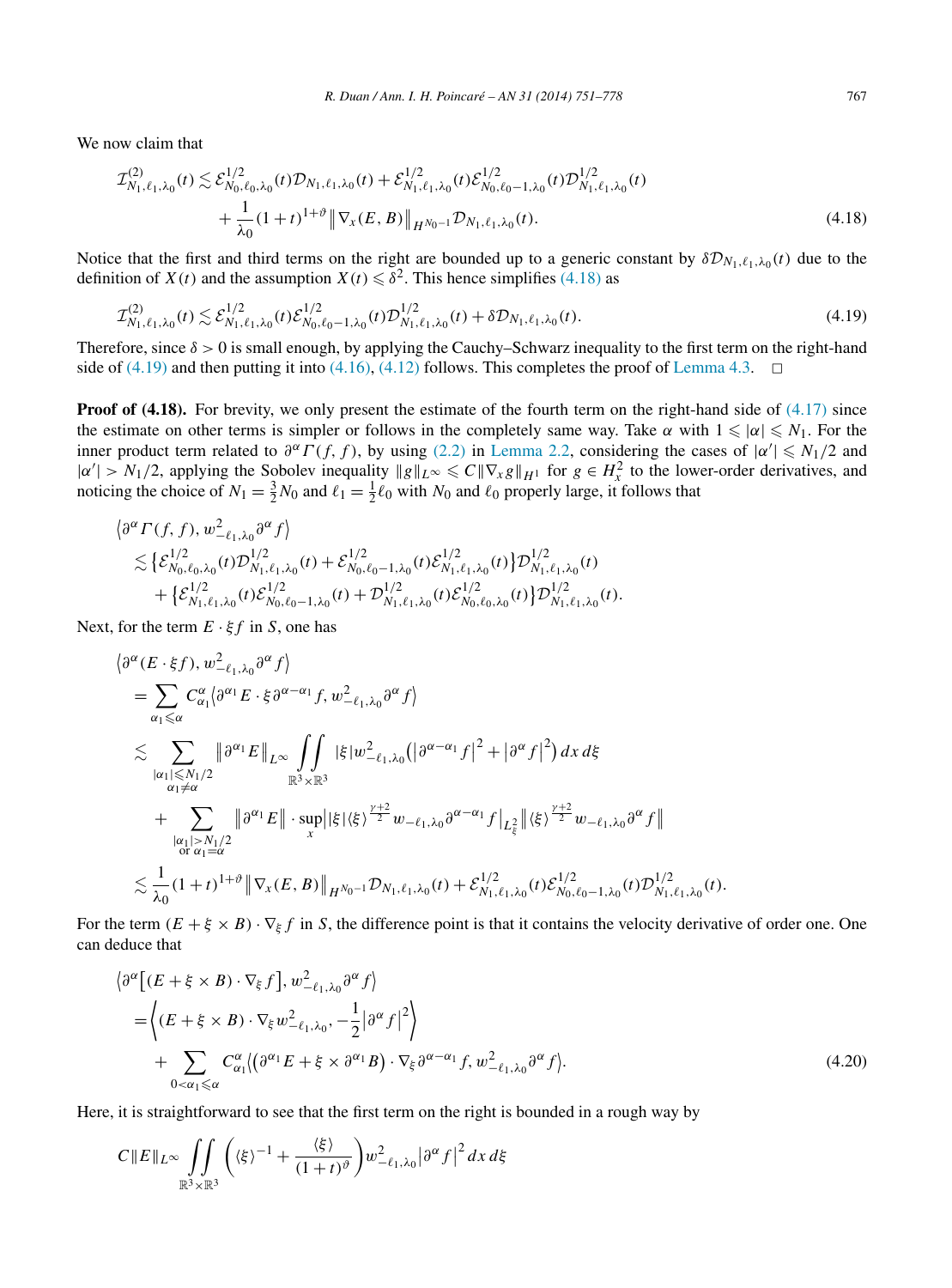We now claim that

$$
\begin{aligned}
\mathcal{I}^{(2)}_{N_1,\ell_1,\lambda_0}(t) &\lesssim \mathcal{E}^{1/2}_{N_0,\ell_0,\lambda_0}(t)\mathcal{D}_{N_1,\ell_1,\lambda_0}(t) + \mathcal{E}^{1/2}_{N_1,\ell_1,\lambda_0}(t)\mathcal{E}^{1/2}_{N_0,\ell_0-1,\lambda_0}(t)\mathcal{D}^{1/2}_{N_1,\ell_1,\lambda_0}(t) \\
&\quad + \frac{1}{\lambda_0}(1+t)^{1+\vartheta}\big\|\nabla_x(E,B)\big\|_{H^{N_0-1}}\mathcal{D}_{N_1,\ell_1,\lambda_0}(t).
\end{aligned}
\tag{4.18}
$$

Notice that the first and third terms on the right are bounded up to a generic constant by $\delta\mathcal{D}_{N_1,\ell_1,\lambda_0}(t)$ due to the definition of $X(t)$ and the assumption $X(t)\leqslant\delta^2$. This hence simplifies (4.18) as

$$
\mathcal{I}^{(2)}_{N_1,\ell_1,\lambda_0}(t) \lesssim \mathcal{E}^{1/2}_{N_1,\ell_1,\lambda_0}(t)\mathcal{E}^{1/2}_{N_0,\ell_0-1,\lambda_0}(t)\mathcal{D}^{1/2}_{N_1,\ell_1,\lambda_0}(t) + \delta\mathcal{D}_{N_1,\ell_1,\lambda_0}(t).
\tag{4.19}
$$

Therefore, since $\delta>0$ is small enough, by applying the Cauchy–Schwarz inequality to the first term on the right-hand side of (4.19) and then putting it into (4.16), (4.12) follows. This completes the proof of Lemma 4.3. $\square$

**Proof of (4.18).** For brevity, we only present the estimate of the fourth term on the right-hand side of (4.17) since the estimate on other terms is simpler or follows in the completely same way. Take $\alpha$ with $1\leqslant|\alpha|\leqslant N_1$. For the inner product term related to $\partial^\alpha\Gamma(f,f)$, by using (2.2) in Lemma 2.2, considering the cases of $|\alpha'|\leqslant N_1/2$ and $|\alpha'|>N_1/2$, applying the Sobolev inequality $\|g\|_{L^\infty}\leqslant C\|\nabla_x g\|_{H^1}$ for $g\in H^2_x$ to the lower-order derivatives, and noticing the choice of $N_1=\frac{3}{2}N_0$ and $\ell_1=\frac{1}{2}\ell_0$ with $N_0$ and $\ell_0$ properly large, it follows that

$$
\begin{aligned}
&\big\langle \partial^\alpha\Gamma(f,f), w^2_{-\ell_1,\lambda_0}\partial^\alpha f\big\rangle \\
&\quad\lesssim \big\{\mathcal{E}^{1/2}_{N_0,\ell_0,\lambda_0}(t)\mathcal{D}^{1/2}_{N_1,\ell_1,\lambda_0}(t) + \mathcal{E}^{1/2}_{N_0,\ell_0-1,\lambda_0}(t)\mathcal{E}^{1/2}_{N_1,\ell_1,\lambda_0}(t)\big\}\mathcal{D}^{1/2}_{N_1,\ell_1,\lambda_0}(t) \\
&\qquad + \big\{\mathcal{E}^{1/2}_{N_1,\ell_1,\lambda_0}(t)\mathcal{E}^{1/2}_{N_0,\ell_0-1,\lambda_0}(t) + \mathcal{D}^{1/2}_{N_1,\ell_1,\lambda_0}(t)\mathcal{E}^{1/2}_{N_0,\ell_0,\lambda_0}(t)\big\}\mathcal{D}^{1/2}_{N_1,\ell_1,\lambda_0}(t).
\end{aligned}
$$

Next, for the term $E\cdot\xi f$ in $S$, one has

$$
\begin{aligned}
&\big\langle \partial^\alpha(E\cdot\xi f), w^2_{-\ell_1,\lambda_0}\partial^\alpha f\big\rangle \\
&\quad= \sum_{\alpha_1\leqslant\alpha} C^\alpha_{\alpha_1}\big\langle \partial^{\alpha_1}E\cdot\xi\,\partial^{\alpha-\alpha_1}f, w^2_{-\ell_1,\lambda_0}\partial^\alpha f\big\rangle \\
&\quad\lesssim \sum_{\substack{|\alpha_1|\leqslant N_1/2\\ \alpha_1\neq\alpha}}\big\|\partial^{\alpha_1}E\big\|_{L^\infty}\iint_{\mathbb{R}^3\times\mathbb{R}^3}|\xi|w^2_{-\ell_1,\lambda_0}\big(\big|\partial^{\alpha-\alpha_1}f\big|^2+\big|\partial^\alpha f\big|^2\big)\,dx\,d\xi \\
&\qquad + \sum_{\substack{|\alpha_1|>N_1/2\\ \text{or } \alpha_1=\alpha}}\big\|\partial^{\alpha_1}E\big\|\cdot\sup_x\big|\,|\xi|\langle\xi\rangle^{\frac{\gamma+2}{2}}w_{-\ell_1,\lambda_0}\partial^{\alpha-\alpha_1}f\big|_{L^2_\xi}\big\|\langle\xi\rangle^{\frac{\gamma+2}{2}}w_{-\ell_1,\lambda_0}\partial^\alpha f\big\| \\
&\quad\lesssim \frac{1}{\lambda_0}(1+t)^{1+\vartheta}\big\|\nabla_x(E,B)\big\|_{H^{N_0-1}}\mathcal{D}_{N_1,\ell_1,\lambda_0}(t) + \mathcal{E}^{1/2}_{N_1,\ell_1,\lambda_0}(t)\mathcal{E}^{1/2}_{N_0,\ell_0-1,\lambda_0}(t)\mathcal{D}^{1/2}_{N_1,\ell_1,\lambda_0}(t).
\end{aligned}
$$

For the term $(E+\xi\times B)\cdot\nabla_\xi f$ in $S$, the difference point is that it contains the velocity derivative of order one. One can deduce that

$$
\begin{aligned}
&\big\langle \partial^\alpha\big[(E+\xi\times B)\cdot\nabla_\xi f\big], w^2_{-\ell_1,\lambda_0}\partial^\alpha f\big\rangle \\
&\quad= \Big\langle (E+\xi\times B)\cdot\nabla_\xi w^2_{-\ell_1,\lambda_0}, -\frac{1}{2}\big|\partial^\alpha f\big|^2\Big\rangle \\
&\qquad + \sum_{0<\alpha_1\leqslant\alpha} C^\alpha_{\alpha_1}\big\langle \big(\partial^{\alpha_1}E+\xi\times\partial^{\alpha_1}B\big)\cdot\nabla_\xi\partial^{\alpha-\alpha_1}f, w^2_{-\ell_1,\lambda_0}\partial^\alpha f\big\rangle.
\end{aligned}
\tag{4.20}
$$

Here, it is straightforward to see that the first term on the right is bounded in a rough way by

$$
C\|E\|_{L^\infty}\iint_{\mathbb{R}^3\times\mathbb{R}^3}\left(\langle\xi\rangle^{-1}+\frac{\langle\xi\rangle}{(1+t)^\vartheta}\right)w^2_{-\ell_1,\lambda_0}\big|\partial^\alpha f\big|^2\,dx\,d\xi
$$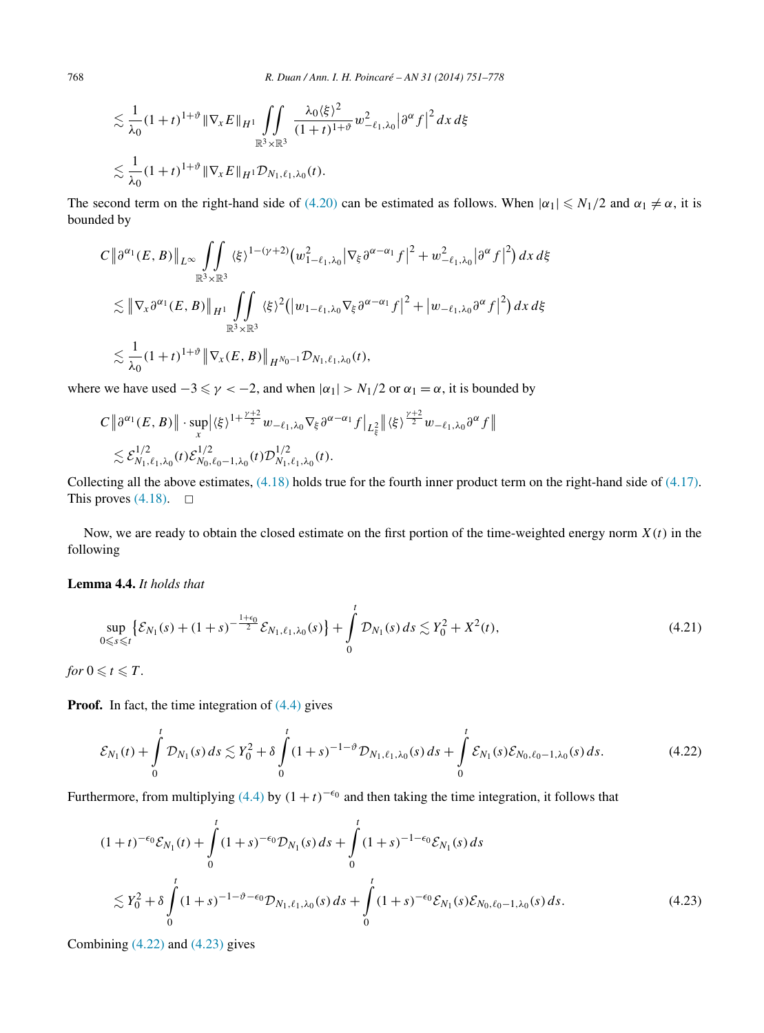$$
\begin{aligned}
&\lesssim \frac{1}{\lambda_0}(1+t)^{1+\vartheta}\|\nabla_x E\|_{H^1} \iint\limits_{\mathbb{R}^3\times\mathbb{R}^3} \frac{\lambda_0\langle\xi\rangle^2}{(1+t)^{1+\vartheta}} w^2_{-\ell_1,\lambda_0}\left|\partial^\alpha f\right|^2 dx\,d\xi \\
&\lesssim \frac{1}{\lambda_0}(1+t)^{1+\vartheta}\|\nabla_x E\|_{H^1}\mathcal{D}_{N_1,\ell_1,\lambda_0}(t).
\end{aligned}
$$

The second term on the right-hand side of (4.20) can be estimated as follows. When $|\alpha_1| \leqslant N_1/2$ and $\alpha_1 \neq \alpha$, it is bounded by

$$
\begin{aligned}
&C\left\|\partial^{\alpha_1}(E,B)\right\|_{L^\infty} \iint\limits_{\mathbb{R}^3\times\mathbb{R}^3} \langle\xi\rangle^{1-(\gamma+2)}\left(w^2_{1-\ell_1,\lambda_0}\left|\nabla_\xi \partial^{\alpha-\alpha_1} f\right|^2 + w^2_{-\ell_1,\lambda_0}\left|\partial^\alpha f\right|^2\right) dx\,d\xi \\
&\lesssim \left\|\nabla_x \partial^{\alpha_1}(E,B)\right\|_{H^1} \iint\limits_{\mathbb{R}^3\times\mathbb{R}^3} \langle\xi\rangle^2\left(\left|w_{1-\ell_1,\lambda_0}\nabla_\xi \partial^{\alpha-\alpha_1} f\right|^2 + \left|w_{-\ell_1,\lambda_0}\partial^\alpha f\right|^2\right) dx\,d\xi \\
&\lesssim \frac{1}{\lambda_0}(1+t)^{1+\vartheta}\left\|\nabla_x(E,B)\right\|_{H^{N_0-1}}\mathcal{D}_{N_1,\ell_1,\lambda_0}(t),
\end{aligned}
$$

where we have used $-3 \leqslant \gamma < -2$, and when $|\alpha_1| > N_1/2$ or $\alpha_1 = \alpha$, it is bounded by

$$
\begin{aligned}
&C\left\|\partial^{\alpha_1}(E,B)\right\| \cdot \sup_x \left|\langle\xi\rangle^{1+\frac{\gamma+2}{2}} w_{-\ell_1,\lambda_0}\nabla_\xi \partial^{\alpha-\alpha_1} f\right|_{L^2_\xi}\left\|\langle\xi\rangle^{\frac{\gamma+2}{2}} w_{-\ell_1,\lambda_0}\partial^\alpha f\right\| \\
&\lesssim \mathcal{E}^{1/2}_{N_1,\ell_1,\lambda_0}(t)\mathcal{E}^{1/2}_{N_0,\ell_0-1,\lambda_0}(t)\mathcal{D}^{1/2}_{N_1,\ell_1,\lambda_0}(t).
\end{aligned}
$$

Collecting all the above estimates, (4.18) holds true for the fourth inner product term on the right-hand side of (4.17). This proves (4.18). □

Now, we are ready to obtain the closed estimate on the first portion of the time-weighted energy norm $X(t)$ in the following

**Lemma 4.4.** *It holds that*

$$
\sup_{0\leqslant s\leqslant t}\left\{\mathcal{E}_{N_1}(s) + (1+s)^{-\frac{1+\epsilon_0}{2}}\mathcal{E}_{N_1,\ell_1,\lambda_0}(s)\right\} + \int_0^t \mathcal{D}_{N_1}(s)\,ds \lesssim Y_0^2 + X^2(t), \tag{4.21}
$$

*for* $0 \leqslant t \leqslant T$.

**Proof.** In fact, the time integration of (4.4) gives

$$
\mathcal{E}_{N_1}(t) + \int_0^t \mathcal{D}_{N_1}(s)\,ds \lesssim Y_0^2 + \delta\int_0^t (1+s)^{-1-\vartheta}\mathcal{D}_{N_1,\ell_1,\lambda_0}(s)\,ds + \int_0^t \mathcal{E}_{N_1}(s)\mathcal{E}_{N_0,\ell_0-1,\lambda_0}(s)\,ds. \tag{4.22}
$$

Furthermore, from multiplying (4.4) by $(1+t)^{-\epsilon_0}$ and then taking the time integration, it follows that

$$
\begin{aligned}
&(1+t)^{-\epsilon_0}\mathcal{E}_{N_1}(t) + \int_0^t (1+s)^{-\epsilon_0}\mathcal{D}_{N_1}(s)\,ds + \int_0^t (1+s)^{-1-\epsilon_0}\mathcal{E}_{N_1}(s)\,ds \\
&\lesssim Y_0^2 + \delta\int_0^t (1+s)^{-1-\vartheta-\epsilon_0}\mathcal{D}_{N_1,\ell_1,\lambda_0}(s)\,ds + \int_0^t (1+s)^{-\epsilon_0}\mathcal{E}_{N_1}(s)\mathcal{E}_{N_0,\ell_0-1,\lambda_0}(s)\,ds.
\end{aligned} \tag{4.23}
$$

Combining (4.22) and (4.23) gives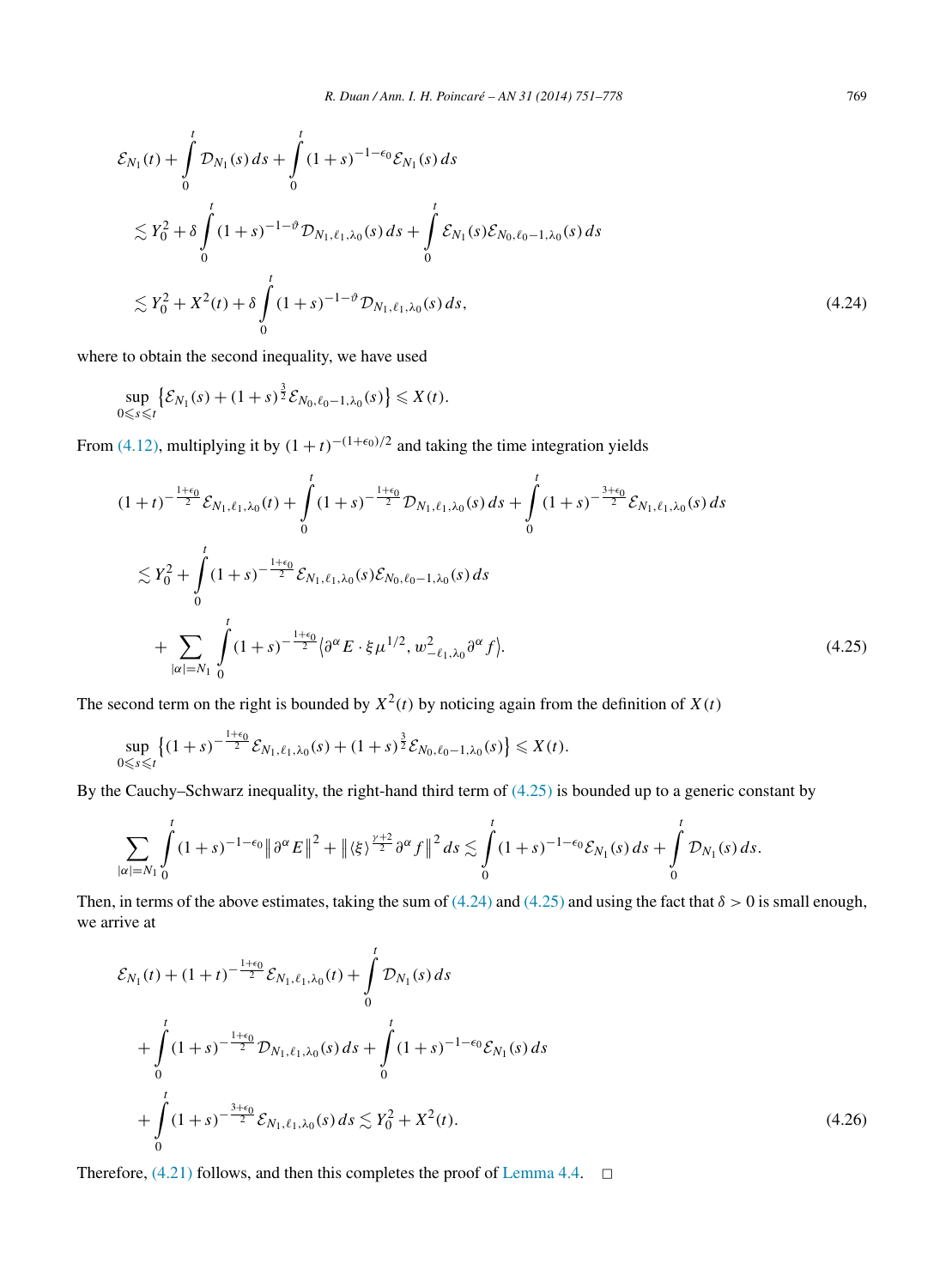$$
\begin{aligned}
&\mathcal{E}_{N_1}(t) + \int_0^t \mathcal{D}_{N_1}(s)\,ds + \int_0^t (1+s)^{-1-\epsilon_0}\mathcal{E}_{N_1}(s)\,ds \\
&\quad \lesssim Y_0^2 + \delta \int_0^t (1+s)^{-1-\vartheta}\mathcal{D}_{N_1,\ell_1,\lambda_0}(s)\,ds + \int_0^t \mathcal{E}_{N_1}(s)\mathcal{E}_{N_0,\ell_0-1,\lambda_0}(s)\,ds \\
&\quad \lesssim Y_0^2 + X^2(t) + \delta \int_0^t (1+s)^{-1-\vartheta}\mathcal{D}_{N_1,\ell_1,\lambda_0}(s)\,ds,
\end{aligned}
\tag{4.24}
$$

where to obtain the second inequality, we have used

$$
\sup_{0\leqslant s\leqslant t}\left\{\mathcal{E}_{N_1}(s) + (1+s)^{\frac{3}{2}}\mathcal{E}_{N_0,\ell_0-1,\lambda_0}(s)\right\} \leqslant X(t).
$$

From (4.12), multiplying it by $(1+t)^{-(1+\epsilon_0)/2}$ and taking the time integration yields

$$
\begin{aligned}
&(1+t)^{-\frac{1+\epsilon_0}{2}}\mathcal{E}_{N_1,\ell_1,\lambda_0}(t) + \int_0^t (1+s)^{-\frac{1+\epsilon_0}{2}}\mathcal{D}_{N_1,\ell_1,\lambda_0}(s)\,ds + \int_0^t (1+s)^{-\frac{3+\epsilon_0}{2}}\mathcal{E}_{N_1,\ell_1,\lambda_0}(s)\,ds \\
&\quad \lesssim Y_0^2 + \int_0^t (1+s)^{-\frac{1+\epsilon_0}{2}}\mathcal{E}_{N_1,\ell_1,\lambda_0}(s)\mathcal{E}_{N_0,\ell_0-1,\lambda_0}(s)\,ds \\
&\qquad + \sum_{|\alpha|=N_1}\int_0^t (1+s)^{-\frac{1+\epsilon_0}{2}}\left\langle \partial^\alpha E\cdot \xi\mu^{1/2}, w^2_{-\ell_1,\lambda_0}\partial^\alpha f\right\rangle.
\end{aligned}
\tag{4.25}
$$

The second term on the right is bounded by $X^2(t)$ by noticing again from the definition of $X(t)$

$$
\sup_{0\leqslant s\leqslant t}\left\{(1+s)^{-\frac{1+\epsilon_0}{2}}\mathcal{E}_{N_1,\ell_1,\lambda_0}(s) + (1+s)^{\frac{3}{2}}\mathcal{E}_{N_0,\ell_0-1,\lambda_0}(s)\right\} \leqslant X(t).
$$

By the Cauchy–Schwarz inequality, the right-hand third term of (4.25) is bounded up to a generic constant by

$$
\sum_{|\alpha|=N_1}\int_0^t (1+s)^{-1-\epsilon_0}\left\|\partial^\alpha E\right\|^2 + \left\|\langle\xi\rangle^{\frac{\gamma+2}{2}}\partial^\alpha f\right\|^2 ds \lesssim \int_0^t (1+s)^{-1-\epsilon_0}\mathcal{E}_{N_1}(s)\,ds + \int_0^t \mathcal{D}_{N_1}(s)\,ds.
$$

Then, in terms of the above estimates, taking the sum of (4.24) and (4.25) and using the fact that $\delta>0$ is small enough, we arrive at

$$
\begin{aligned}
&\mathcal{E}_{N_1}(t) + (1+t)^{-\frac{1+\epsilon_0}{2}}\mathcal{E}_{N_1,\ell_1,\lambda_0}(t) + \int_0^t \mathcal{D}_{N_1}(s)\,ds \\
&\quad + \int_0^t (1+s)^{-\frac{1+\epsilon_0}{2}}\mathcal{D}_{N_1,\ell_1,\lambda_0}(s)\,ds + \int_0^t (1+s)^{-1-\epsilon_0}\mathcal{E}_{N_1}(s)\,ds \\
&\quad + \int_0^t (1+s)^{-\frac{3+\epsilon_0}{2}}\mathcal{E}_{N_1,\ell_1,\lambda_0}(s)\,ds \lesssim Y_0^2 + X^2(t).
\end{aligned}
\tag{4.26}
$$

Therefore, (4.21) follows, and then this completes the proof of Lemma 4.4. □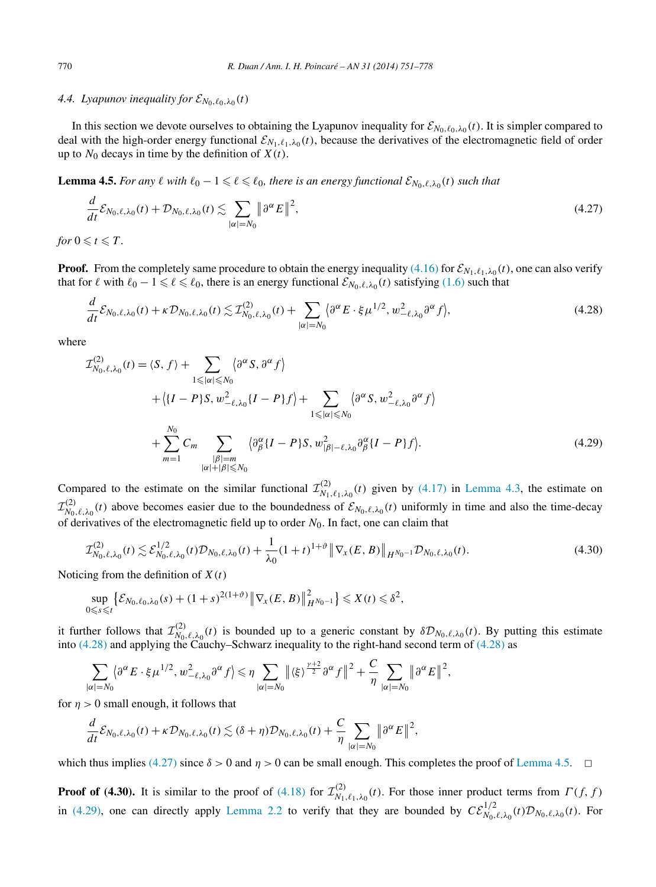### 4.4. Lyapunov inequality for $\mathcal{E}_{N_0,\ell_0,\lambda_0}(t)$

In this section we devote ourselves to obtaining the Lyapunov inequality for $\mathcal{E}_{N_0,\ell_0,\lambda_0}(t)$. It is simpler compared to deal with the high-order energy functional $\mathcal{E}_{N_1,\ell_1,\lambda_0}(t)$, because the derivatives of the electromagnetic field of order up to $N_0$ decays in time by the definition of $X(t)$.

**Lemma 4.5.** *For any $\ell$ with $\ell_0 - 1 \leqslant \ell \leqslant \ell_0$, there is an energy functional $\mathcal{E}_{N_0,\ell,\lambda_0}(t)$ such that*

$$
\frac{d}{dt}\mathcal{E}_{N_0,\ell,\lambda_0}(t) + \mathcal{D}_{N_0,\ell,\lambda_0}(t) \lesssim \sum_{|\alpha|=N_0} \left\|\partial^\alpha E\right\|^2, \tag{4.27}
$$

*for $0 \leqslant t \leqslant T$.*

**Proof.** From the completely same procedure to obtain the energy inequality (4.16) for $\mathcal{E}_{N_1,\ell_1,\lambda_0}(t)$, one can also verify that for $\ell$ with $\ell_0 - 1 \leqslant \ell \leqslant \ell_0$, there is an energy functional $\mathcal{E}_{N_0,\ell,\lambda_0}(t)$ satisfying (1.6) such that

$$
\frac{d}{dt}\mathcal{E}_{N_0,\ell,\lambda_0}(t) + \kappa\mathcal{D}_{N_0,\ell,\lambda_0}(t) \lesssim \mathcal{I}^{(2)}_{N_0,\ell,\lambda_0}(t) + \sum_{|\alpha|=N_0} \left\langle \partial^\alpha E \cdot \xi\mu^{1/2}, w^2_{-\ell,\lambda_0}\partial^\alpha f\right\rangle, \tag{4.28}
$$

where

$$
\begin{aligned}
\mathcal{I}^{(2)}_{N_0,\ell,\lambda_0}(t) = {} & \langle S, f\rangle + \sum_{1\leqslant|\alpha|\leqslant N_0} \left\langle \partial^\alpha S, \partial^\alpha f\right\rangle \\
& + \left\langle \{I-P\}S, w^2_{-\ell,\lambda_0}\{I-P\}f\right\rangle + \sum_{1\leqslant|\alpha|\leqslant N_0} \left\langle \partial^\alpha S, w^2_{-\ell,\lambda_0}\partial^\alpha f\right\rangle \\
& + \sum_{m=1}^{N_0} C_m \sum_{\substack{|\beta|=m \\ |\alpha|+|\beta|\leqslant N_0}} \left\langle \partial^\alpha_\beta\{I-P\}S, w^2_{|\beta|-\ell,\lambda_0}\partial^\alpha_\beta\{I-P\}f\right\rangle.
\end{aligned} \tag{4.29}
$$

Compared to the estimate on the similar functional $\mathcal{I}^{(2)}_{N_1,\ell_1,\lambda_0}(t)$ given by (4.17) in Lemma 4.3, the estimate on $\mathcal{I}^{(2)}_{N_0,\ell,\lambda_0}(t)$ above becomes easier due to the boundedness of $\mathcal{E}_{N_0,\ell,\lambda_0}(t)$ uniformly in time and also the time-decay of derivatives of the electromagnetic field up to order $N_0$. In fact, one can claim that

$$
\mathcal{I}^{(2)}_{N_0,\ell,\lambda_0}(t) \lesssim \mathcal{E}^{1/2}_{N_0,\ell,\lambda_0}(t)\mathcal{D}_{N_0,\ell,\lambda_0}(t) + \frac{1}{\lambda_0}(1+t)^{1+\vartheta}\left\|\nabla_x(E,B)\right\|_{H^{N_0-1}}\mathcal{D}_{N_0,\ell,\lambda_0}(t). \tag{4.30}
$$

Noticing from the definition of $X(t)$

$$
\sup_{0\leqslant s\leqslant t}\left\{\mathcal{E}_{N_0,\ell_0,\lambda_0}(s) + (1+s)^{2(1+\vartheta)}\left\|\nabla_x(E,B)\right\|^2_{H^{N_0-1}}\right\} \leqslant X(t) \leqslant \delta^2,
$$

it further follows that $\mathcal{I}^{(2)}_{N_0,\ell,\lambda_0}(t)$ is bounded up to a generic constant by $\delta\mathcal{D}_{N_0,\ell,\lambda_0}(t)$. By putting this estimate into (4.28) and applying the Cauchy–Schwarz inequality to the right-hand second term of (4.28) as

$$
\sum_{|\alpha|=N_0} \left\langle \partial^\alpha E \cdot \xi\mu^{1/2}, w^2_{-\ell,\lambda_0}\partial^\alpha f\right\rangle \leqslant \eta \sum_{|\alpha|=N_0} \left\|\langle\xi\rangle^{\frac{\gamma+2}{2}}\partial^\alpha f\right\|^2 + \frac{C}{\eta}\sum_{|\alpha|=N_0}\left\|\partial^\alpha E\right\|^2,
$$

for $\eta > 0$ small enough, it follows that

$$
\frac{d}{dt}\mathcal{E}_{N_0,\ell,\lambda_0}(t) + \kappa\mathcal{D}_{N_0,\ell,\lambda_0}(t) \lesssim (\delta+\eta)\mathcal{D}_{N_0,\ell,\lambda_0}(t) + \frac{C}{\eta}\sum_{|\alpha|=N_0}\left\|\partial^\alpha E\right\|^2,
$$

which thus implies (4.27) since $\delta > 0$ and $\eta > 0$ can be small enough. This completes the proof of Lemma 4.5. $\square$

**Proof of (4.30).** It is similar to the proof of (4.18) for $\mathcal{I}^{(2)}_{N_1,\ell_1,\lambda_0}(t)$. For those inner product terms from $\Gamma(f,f)$ in (4.29), one can directly apply Lemma 2.2 to verify that they are bounded by $C\mathcal{E}^{1/2}_{N_0,\ell,\lambda_0}(t)\mathcal{D}_{N_0,\ell,\lambda_0}(t)$. For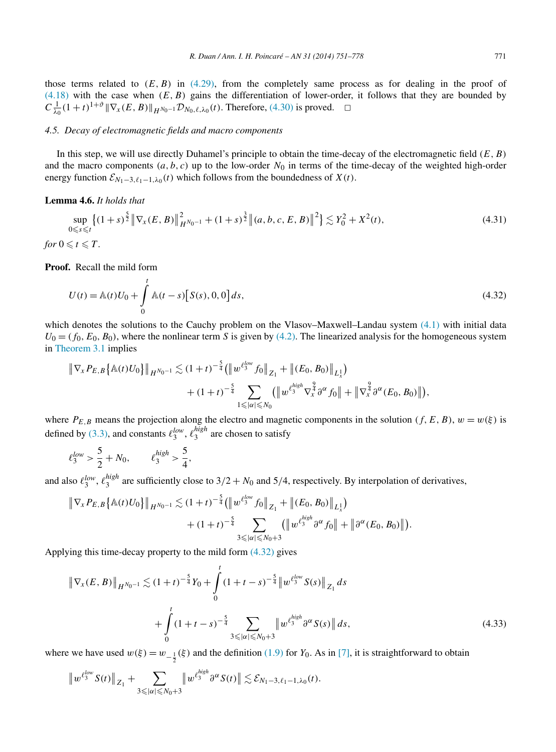those terms related to $(E,B)$ in (4.29), from the completely same process as for dealing in the proof of (4.18) with the case when $(E,B)$ gains the differentiation of lower-order, it follows that they are bounded by $C_{\frac{1}{\lambda_0}}(1+t)^{1+\vartheta}\|\nabla_x(E,B)\|_{H^{N_0-1}}\mathcal{D}_{N_0,\ell,\lambda_0}(t)$. Therefore, (4.30) is proved. $\square$

### 4.5. Decay of electromagnetic fields and macro components

In this step, we will use directly Duhamel's principle to obtain the time-decay of the electromagnetic field $(E,B)$ and the macro components $(a,b,c)$ up to the low-order $N_0$ in terms of the time-decay of the weighted high-order energy function $\mathcal{E}_{N_1-3,\ell_1-1,\lambda_0}(t)$ which follows from the boundedness of $X(t)$.

**Lemma 4.6.** *It holds that*

$$
\sup_{0\leqslant s\leqslant t}\left\{(1+s)^{\frac{5}{2}}\left\|\nabla_x(E,B)\right\|^2_{H^{N_0-1}}+(1+s)^{\frac{3}{2}}\left\|(a,b,c,E,B)\right\|^2\right\}\lesssim Y_0^2+X^2(t), \tag{4.31}
$$

*for* $0\leqslant t\leqslant T$.

**Proof.** Recall the mild form

$$
U(t)=\mathbb{A}(t)U_0+\int_0^t\mathbb{A}(t-s)\left[S(s),0,0\right]ds, \tag{4.32}
$$

which denotes the solutions to the Cauchy problem on the Vlasov–Maxwell–Landau system (4.1) with initial data $U_0=(f_0,E_0,B_0)$, where the nonlinear term $S$ is given by (4.2). The linearized analysis for the homogeneous system in Theorem 3.1 implies

$$
\begin{aligned}
\left\|\nabla_x P_{E,B}\left\{\mathbb{A}(t)U_0\right\}\right\|_{H^{N_0-1}}&\lesssim(1+t)^{-\frac{5}{4}}\left(\left\|w^{\ell_3^{low}}f_0\right\|_{Z_1}+\left\|(E_0,B_0)\right\|_{L^1_x}\right)\\
&\quad+(1+t)^{-\frac{5}{4}}\sum_{1\leqslant|\alpha|\leqslant N_0}\left(\left\|w^{\ell_3^{high}}\nabla_x^{\frac{9}{4}}\partial^\alpha f_0\right\|+\left\|\nabla_x^{\frac{9}{4}}\partial^\alpha(E_0,B_0)\right\|\right),
\end{aligned}
$$

where $P_{E,B}$ means the projection along the electro and magnetic components in the solution $(f,E,B)$, $w=w(\xi)$ is defined by (3.3), and constants $\ell_3^{low}$, $\ell_3^{high}$ are chosen to satisfy

$$
\ell_3^{low}>\frac{5}{2}+N_0,\qquad \ell_3^{high}>\frac{5}{4},
$$

and also $\ell_3^{low}$, $\ell_3^{high}$ are sufficiently close to $3/2+N_0$ and $5/4$, respectively. By interpolation of derivatives,

$$
\begin{aligned}
\left\|\nabla_x P_{E,B}\left\{\mathbb{A}(t)U_0\right\}\right\|_{H^{N_0-1}}&\lesssim(1+t)^{-\frac{5}{4}}\left(\left\|w^{\ell_3^{low}}f_0\right\|_{Z_1}+\left\|(E_0,B_0)\right\|_{L^1_x}\right)\\
&\quad+(1+t)^{-\frac{5}{4}}\sum_{3\leqslant|\alpha|\leqslant N_0+3}\left(\left\|w^{\ell_3^{high}}\partial^\alpha f_0\right\|+\left\|\partial^\alpha(E_0,B_0)\right\|\right).
\end{aligned}
$$

Applying this time-decay property to the mild form (4.32) gives

$$
\begin{aligned}
\left\|\nabla_x(E,B)\right\|_{H^{N_0-1}}&\lesssim(1+t)^{-\frac{5}{4}}Y_0+\int_0^t(1+t-s)^{-\frac{5}{4}}\left\|w^{\ell_3^{low}}S(s)\right\|_{Z_1}ds\\
&\quad+\int_0^t(1+t-s)^{-\frac{5}{4}}\sum_{3\leqslant|\alpha|\leqslant N_0+3}\left\|w^{\ell_3^{high}}\partial^\alpha S(s)\right\|ds,
\end{aligned}\tag{4.33}
$$

where we have used $w(\xi)=w_{-\frac{1}{2}}(\xi)$ and the definition (1.9) for $Y_0$. As in [7], it is straightforward to obtain

$$
\left\|w^{\ell_3^{low}}S(t)\right\|_{Z_1}+\sum_{3\leqslant|\alpha|\leqslant N_0+3}\left\|w^{\ell_3^{high}}\partial^\alpha S(t)\right\|\lesssim\mathcal{E}_{N_1-3,\ell_1-1,\lambda_0}(t).
$$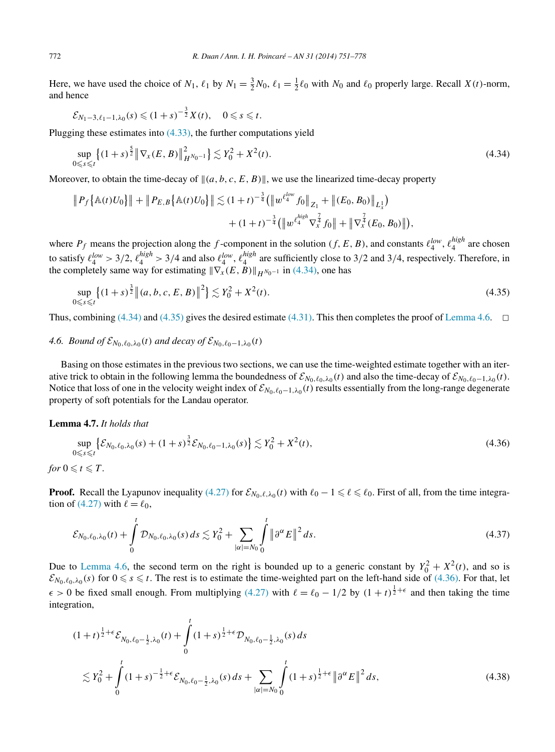Here, we have used the choice of $N_1$, $\ell_1$ by $N_1 = \frac{3}{2}N_0$, $\ell_1 = \frac{1}{2}\ell_0$ with $N_0$ and $\ell_0$ properly large. Recall $X(t)$-norm, and hence

$$\mathcal{E}_{N_1-3,\ell_1-1,\lambda_0}(s) \leqslant (1+s)^{-\frac{3}{2}} X(t), \quad 0 \leqslant s \leqslant t.$$

Plugging these estimates into (4.33), the further computations yield

$$\sup_{0\leqslant s\leqslant t} \left\{ (1+s)^{\frac{5}{2}} \left\| \nabla_x (E,B) \right\|_{H^{N_0-1}}^2 \right\} \lesssim Y_0^2 + X^2(t). \tag{4.34}$$

Moreover, to obtain the time-decay of $\|(a,b,c,E,B)\|$, we use the linearized time-decay property

$$\begin{aligned} \left\| P_f\{\mathbb{A}(t)U_0\}\right\| + \left\| P_{E,B}\{\mathbb{A}(t)U_0\}\right\| &\lesssim (1+t)^{-\frac{3}{4}} \left( \left\| w^{\ell_4^{low}} f_0 \right\|_{Z_1} + \left\| (E_0,B_0) \right\|_{L_x^1} \right) \\ &\quad + (1+t)^{-\frac{3}{4}} \left( \left\| w^{\ell_4^{high}} \nabla_x^{\frac{7}{4}} f_0 \right\| + \left\| \nabla_x^{\frac{7}{4}} (E_0,B_0) \right\| \right), \end{aligned}$$

where $P_f$ means the projection along the $f$-component in the solution $(f,E,B)$, and constants $\ell_4^{low}$, $\ell_4^{high}$ are chosen to satisfy $\ell_4^{low} > 3/2$, $\ell_4^{high} > 3/4$ and also $\ell_4^{low}$, $\ell_4^{high}$ are sufficiently close to $3/2$ and $3/4$, respectively. Therefore, in the completely same way for estimating $\|\nabla_x(E,B)\|_{H^{N_0-1}}$ in (4.34), one has

$$\sup_{0\leqslant s\leqslant t} \left\{ (1+s)^{\frac{3}{2}} \left\| (a,b,c,E,B) \right\|^2 \right\} \lesssim Y_0^2 + X^2(t). \tag{4.35}$$

Thus, combining (4.34) and (4.35) gives the desired estimate (4.31). This then completes the proof of Lemma 4.6. $\square$

### *4.6. Bound of $\mathcal{E}_{N_0,\ell_0,\lambda_0}(t)$ and decay of $\mathcal{E}_{N_0,\ell_0-1,\lambda_0}(t)$*

Basing on those estimates in the previous two sections, we can use the time-weighted estimate together with an iterative trick to obtain in the following lemma the boundedness of $\mathcal{E}_{N_0,\ell_0,\lambda_0}(t)$ and also the time-decay of $\mathcal{E}_{N_0,\ell_0-1,\lambda_0}(t)$. Notice that loss of one in the velocity weight index of $\mathcal{E}_{N_0,\ell_0-1,\lambda_0}(t)$ results essentially from the long-range degenerate property of soft potentials for the Landau operator.

**Lemma 4.7.** *It holds that*

$$\sup_{0\leqslant s\leqslant t} \left\{ \mathcal{E}_{N_0,\ell_0,\lambda_0}(s) + (1+s)^{\frac{3}{2}} \mathcal{E}_{N_0,\ell_0-1,\lambda_0}(s) \right\} \lesssim Y_0^2 + X^2(t), \tag{4.36}$$

*for* $0 \leqslant t \leqslant T$.

**Proof.** Recall the Lyapunov inequality (4.27) for $\mathcal{E}_{N_0,\ell,\lambda_0}(t)$ with $\ell_0 - 1 \leqslant \ell \leqslant \ell_0$. First of all, from the time integration of (4.27) with $\ell = \ell_0$,

$$\mathcal{E}_{N_0,\ell_0,\lambda_0}(t) + \int_0^t \mathcal{D}_{N_0,\ell_0,\lambda_0}(s)\,ds \lesssim Y_0^2 + \sum_{|\alpha|=N_0} \int_0^t \left\| \partial^\alpha E \right\|^2 ds. \tag{4.37}$$

Due to Lemma 4.6, the second term on the right is bounded up to a generic constant by $Y_0^2 + X^2(t)$, and so is $\mathcal{E}_{N_0,\ell_0,\lambda_0}(s)$ for $0 \leqslant s \leqslant t$. The rest is to estimate the time-weighted part on the left-hand side of (4.36). For that, let $\epsilon > 0$ be fixed small enough. From multiplying (4.27) with $\ell = \ell_0 - 1/2$ by $(1+t)^{\frac{1}{2}+\epsilon}$ and then taking the time integration,

$$\begin{aligned} &(1+t)^{\frac{1}{2}+\epsilon} \mathcal{E}_{N_0,\ell_0-\frac{1}{2},\lambda_0}(t) + \int_0^t (1+s)^{\frac{1}{2}+\epsilon} \mathcal{D}_{N_0,\ell_0-\frac{1}{2},\lambda_0}(s)\,ds \\ &\quad \lesssim Y_0^2 + \int_0^t (1+s)^{-\frac{1}{2}+\epsilon} \mathcal{E}_{N_0,\ell_0-\frac{1}{2},\lambda_0}(s)\,ds + \sum_{|\alpha|=N_0} \int_0^t (1+s)^{\frac{1}{2}+\epsilon} \left\| \partial^\alpha E \right\|^2 ds, \end{aligned} \tag{4.38}$$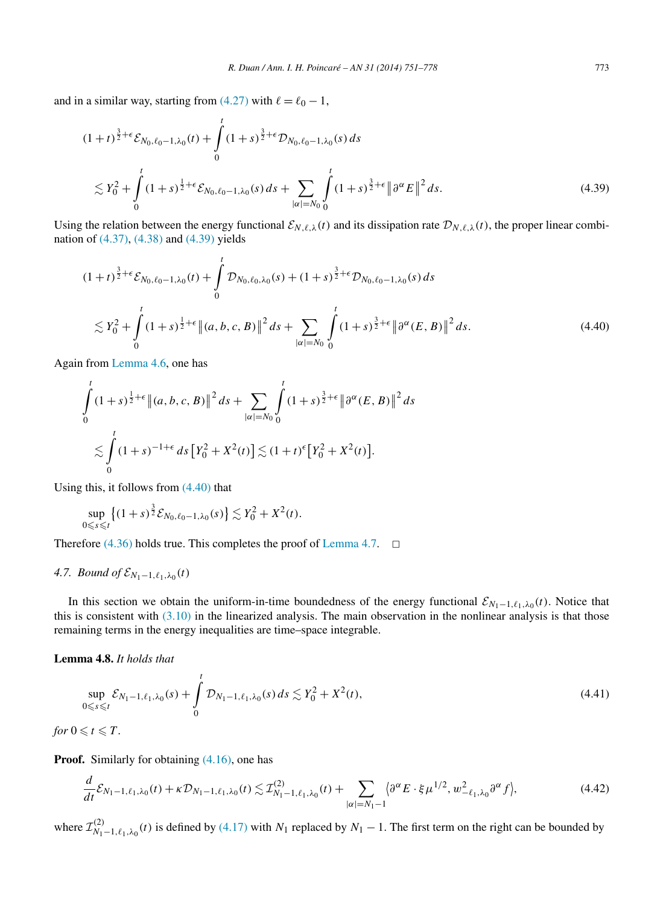and in a similar way, starting from (4.27) with $\ell = \ell_0 - 1$,

$$
\begin{aligned}
&(1+t)^{\frac{3}{2}+\epsilon}\mathcal{E}_{N_0,\ell_0-1,\lambda_0}(t) + \int_0^t (1+s)^{\frac{3}{2}+\epsilon}\mathcal{D}_{N_0,\ell_0-1,\lambda_0}(s)\,ds \\
&\quad\lesssim Y_0^2 + \int_0^t (1+s)^{\frac{1}{2}+\epsilon}\mathcal{E}_{N_0,\ell_0-1,\lambda_0}(s)\,ds + \sum_{|\alpha|=N_0}\int_0^t (1+s)^{\frac{3}{2}+\epsilon}\big\|\partial^\alpha E\big\|^2\,ds.
\end{aligned}
\tag{4.39}
$$

Using the relation between the energy functional $\mathcal{E}_{N,\ell,\lambda}(t)$ and its dissipation rate $\mathcal{D}_{N,\ell,\lambda}(t)$, the proper linear combination of (4.37), (4.38) and (4.39) yields

$$
\begin{aligned}
&(1+t)^{\frac{3}{2}+\epsilon}\mathcal{E}_{N_0,\ell_0-1,\lambda_0}(t) + \int_0^t \mathcal{D}_{N_0,\ell_0,\lambda_0}(s) + (1+s)^{\frac{3}{2}+\epsilon}\mathcal{D}_{N_0,\ell_0-1,\lambda_0}(s)\,ds \\
&\quad\lesssim Y_0^2 + \int_0^t (1+s)^{\frac{1}{2}+\epsilon}\big\|(a,b,c,B)\big\|^2\,ds + \sum_{|\alpha|=N_0}\int_0^t (1+s)^{\frac{3}{2}+\epsilon}\big\|\partial^\alpha(E,B)\big\|^2\,ds.
\end{aligned}
\tag{4.40}
$$

Again from Lemma 4.6, one has

$$
\begin{aligned}
&\int_0^t (1+s)^{\frac{1}{2}+\epsilon}\big\|(a,b,c,B)\big\|^2\,ds + \sum_{|\alpha|=N_0}\int_0^t (1+s)^{\frac{3}{2}+\epsilon}\big\|\partial^\alpha(E,B)\big\|^2\,ds \\
&\quad\lesssim \int_0^t (1+s)^{-1+\epsilon}\,ds\,\big[Y_0^2 + X^2(t)\big] \lesssim (1+t)^{\epsilon}\big[Y_0^2 + X^2(t)\big].
\end{aligned}
$$

Using this, it follows from (4.40) that

$$
\sup_{0\leqslant s\leqslant t}\big\{(1+s)^{\frac{3}{2}}\mathcal{E}_{N_0,\ell_0-1,\lambda_0}(s)\big\} \lesssim Y_0^2 + X^2(t).
$$

Therefore (4.36) holds true. This completes the proof of Lemma 4.7. □

### 4.7. Bound of $\mathcal{E}_{N_1-1,\ell_1,\lambda_0}(t)$

In this section we obtain the uniform-in-time boundedness of the energy functional $\mathcal{E}_{N_1-1,\ell_1,\lambda_0}(t)$. Notice that this is consistent with (3.10) in the linearized analysis. The main observation in the nonlinear analysis is that those remaining terms in the energy inequalities are time–space integrable.

**Lemma 4.8.** *It holds that*

$$
\sup_{0\leqslant s\leqslant t}\mathcal{E}_{N_1-1,\ell_1,\lambda_0}(s) + \int_0^t \mathcal{D}_{N_1-1,\ell_1,\lambda_0}(s)\,ds \lesssim Y_0^2 + X^2(t),
\tag{4.41}
$$

*for* $0 \leqslant t \leqslant T$.

**Proof.** Similarly for obtaining (4.16), one has

$$
\frac{d}{dt}\mathcal{E}_{N_1-1,\ell_1,\lambda_0}(t) + \kappa\mathcal{D}_{N_1-1,\ell_1,\lambda_0}(t) \lesssim \mathcal{I}^{(2)}_{N_1-1,\ell_1,\lambda_0}(t) + \sum_{|\alpha|=N_1-1}\big\langle \partial^\alpha E\cdot\xi\mu^{1/2}, w^2_{-\ell_1,\lambda_0}\partial^\alpha f\big\rangle,
\tag{4.42}
$$

where $\mathcal{I}^{(2)}_{N_1-1,\ell_1,\lambda_0}(t)$ is defined by (4.17) with $N_1$ replaced by $N_1 - 1$. The first term on the right can be bounded by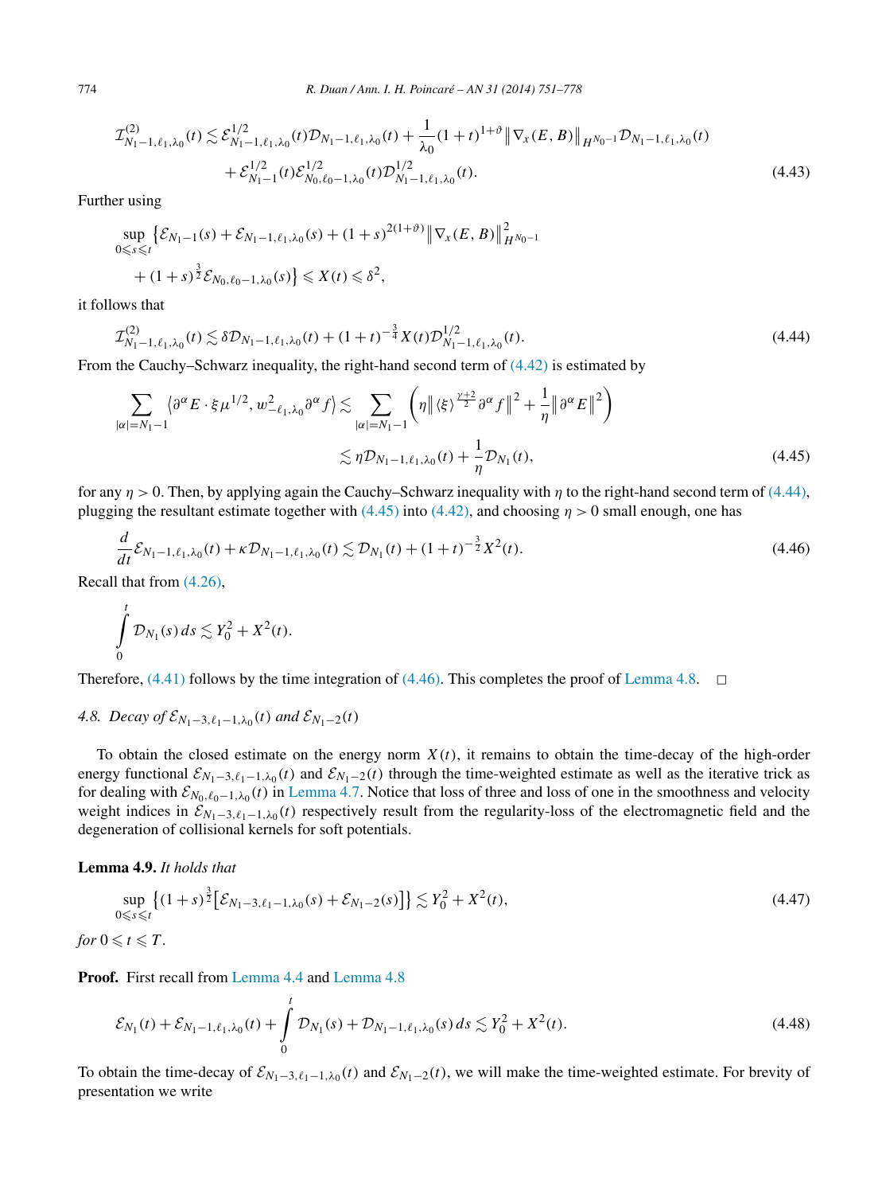$$
\begin{aligned}
\mathcal{I}^{(2)}_{N_1-1,\ell_1,\lambda_0}(t) \lesssim{}& \mathcal{E}^{1/2}_{N_1-1,\ell_1,\lambda_0}(t)\mathcal{D}_{N_1-1,\ell_1,\lambda_0}(t) + \frac{1}{\lambda_0}(1+t)^{1+\vartheta}\big\|\nabla_x(E,B)\big\|_{H^{N_0-1}}\mathcal{D}_{N_1-1,\ell_1,\lambda_0}(t) \\
&+ \mathcal{E}^{1/2}_{N_1-1}(t)\mathcal{E}^{1/2}_{N_0,\ell_0-1,\lambda_0}(t)\mathcal{D}^{1/2}_{N_1-1,\ell_1,\lambda_0}(t). \qquad (4.43)
\end{aligned}
$$

Further using

$$
\sup_{0\leqslant s\leqslant t}\Big\{\mathcal{E}_{N_1-1}(s) + \mathcal{E}_{N_1-1,\ell_1,\lambda_0}(s) + (1+s)^{2(1+\vartheta)}\big\|\nabla_x(E,B)\big\|^2_{H^{N_0-1}} + (1+s)^{\frac{3}{2}}\mathcal{E}_{N_0,\ell_0-1,\lambda_0}(s)\Big\} \leqslant X(t) \leqslant \delta^2,
$$

it follows that

$$
\mathcal{I}^{(2)}_{N_1-1,\ell_1,\lambda_0}(t) \lesssim \delta\mathcal{D}_{N_1-1,\ell_1,\lambda_0}(t) + (1+t)^{-\frac{3}{4}}X(t)\mathcal{D}^{1/2}_{N_1-1,\ell_1,\lambda_0}(t). \qquad (4.44)
$$

From the Cauchy–Schwarz inequality, the right-hand second term of (4.42) is estimated by

$$
\begin{aligned}
\sum_{|\alpha|=N_1-1}\big\langle \partial^\alpha E\cdot\xi\mu^{1/2}, w^2_{-\ell_1,\lambda_0}\partial^\alpha f\big\rangle &\lesssim \sum_{|\alpha|=N_1-1}\bigg(\eta\big\|\langle\xi\rangle^{\frac{\gamma+2}{2}}\partial^\alpha f\big\|^2 + \frac{1}{\eta}\big\|\partial^\alpha E\big\|^2\bigg) \\
&\lesssim \eta\mathcal{D}_{N_1-1,\ell_1,\lambda_0}(t) + \frac{1}{\eta}\mathcal{D}_{N_1}(t), \qquad (4.45)
\end{aligned}
$$

for any $\eta > 0$. Then, by applying again the Cauchy–Schwarz inequality with $\eta$ to the right-hand second term of (4.44), plugging the resultant estimate together with (4.45) into (4.42), and choosing $\eta > 0$ small enough, one has

$$
\frac{d}{dt}\mathcal{E}_{N_1-1,\ell_1,\lambda_0}(t) + \kappa\mathcal{D}_{N_1-1,\ell_1,\lambda_0}(t) \lesssim \mathcal{D}_{N_1}(t) + (1+t)^{-\frac{3}{2}}X^2(t). \qquad (4.46)
$$

Recall that from (4.26),

$$
\int_0^t \mathcal{D}_{N_1}(s)\,ds \lesssim Y_0^2 + X^2(t).
$$

Therefore, (4.41) follows by the time integration of (4.46). This completes the proof of Lemma 4.8. $\square$

### 4.8. Decay of $\mathcal{E}_{N_1-3,\ell_1-1,\lambda_0}(t)$ and $\mathcal{E}_{N_1-2}(t)$

To obtain the closed estimate on the energy norm $X(t)$, it remains to obtain the time-decay of the high-order energy functional $\mathcal{E}_{N_1-3,\ell_1-1,\lambda_0}(t)$ and $\mathcal{E}_{N_1-2}(t)$ through the time-weighted estimate as well as the iterative trick as for dealing with $\mathcal{E}_{N_0,\ell_0-1,\lambda_0}(t)$ in Lemma 4.7. Notice that loss of three and loss of one in the smoothness and velocity weight indices in $\mathcal{E}_{N_1-3,\ell_1-1,\lambda_0}(t)$ respectively result from the regularity-loss of the electromagnetic field and the degeneration of collisional kernels for soft potentials.

**Lemma 4.9.** *It holds that*

$$
\sup_{0\leqslant s\leqslant t}\Big\{(1+s)^{\frac{3}{2}}\big[\mathcal{E}_{N_1-3,\ell_1-1,\lambda_0}(s) + \mathcal{E}_{N_1-2}(s)\big]\Big\} \lesssim Y_0^2 + X^2(t), \qquad (4.47)
$$

*for* $0 \leqslant t \leqslant T$.

**Proof.** First recall from Lemma 4.4 and Lemma 4.8

$$
\mathcal{E}_{N_1}(t) + \mathcal{E}_{N_1-1,\ell_1,\lambda_0}(t) + \int_0^t \mathcal{D}_{N_1}(s) + \mathcal{D}_{N_1-1,\ell_1,\lambda_0}(s)\,ds \lesssim Y_0^2 + X^2(t). \qquad (4.48)
$$

To obtain the time-decay of $\mathcal{E}_{N_1-3,\ell_1-1,\lambda_0}(t)$ and $\mathcal{E}_{N_1-2}(t)$, we will make the time-weighted estimate. For brevity of presentation we write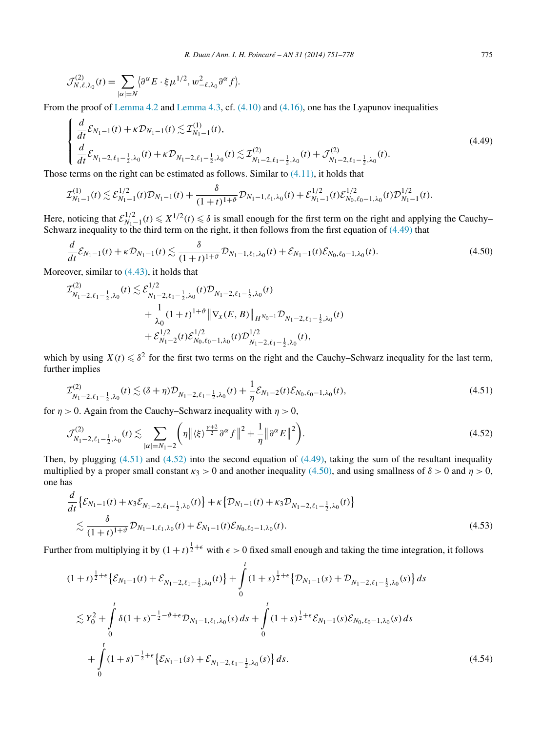$$\mathcal{J}^{(2)}_{N,\ell,\lambda_0}(t) = \sum_{|\alpha|=N} \langle \partial^\alpha E \cdot \xi \mu^{1/2}, w^2_{-\ell,\lambda_0} \partial^\alpha f \rangle.$$

From the proof of Lemma 4.2 and Lemma 4.3, cf. (4.10) and (4.16), one has the Lyapunov inequalities

$$\begin{cases} \dfrac{d}{dt}\mathcal{E}_{N_1-1}(t) + \kappa \mathcal{D}_{N_1-1}(t) \lesssim \mathcal{I}^{(1)}_{N_1-1}(t), \\ \dfrac{d}{dt}\mathcal{E}_{N_1-2,\ell_1-\frac{1}{2},\lambda_0}(t) + \kappa \mathcal{D}_{N_1-2,\ell_1-\frac{1}{2},\lambda_0}(t) \lesssim \mathcal{I}^{(2)}_{N_1-2,\ell_1-\frac{1}{2},\lambda_0}(t) + \mathcal{J}^{(2)}_{N_1-2,\ell_1-\frac{1}{2},\lambda_0}(t). \end{cases} \tag{4.49}$$

Those terms on the right can be estimated as follows. Similar to (4.11), it holds that

$$\mathcal{I}^{(1)}_{N_1-1}(t) \lesssim \mathcal{E}^{1/2}_{N_1-1}(t)\mathcal{D}_{N_1-1}(t) + \frac{\delta}{(1+t)^{1+\vartheta}}\mathcal{D}_{N_1-1,\ell_1,\lambda_0}(t) + \mathcal{E}^{1/2}_{N_1-1}(t)\mathcal{E}^{1/2}_{N_0,\ell_0-1,\lambda_0}(t)\mathcal{D}^{1/2}_{N_1-1}(t).$$

Here, noticing that $\mathcal{E}^{1/2}_{N_1-1}(t) \leqslant X^{1/2}(t) \leqslant \delta$ is small enough for the first term on the right and applying the Cauchy–Schwarz inequality to the third term on the right, it then follows from the first equation of (4.49) that

$$\frac{d}{dt}\mathcal{E}_{N_1-1}(t) + \kappa \mathcal{D}_{N_1-1}(t) \lesssim \frac{\delta}{(1+t)^{1+\vartheta}}\mathcal{D}_{N_1-1,\ell_1,\lambda_0}(t) + \mathcal{E}_{N_1-1}(t)\mathcal{E}_{N_0,\ell_0-1,\lambda_0}(t). \tag{4.50}$$

Moreover, similar to (4.43), it holds that

$$\begin{aligned} \mathcal{I}^{(2)}_{N_1-2,\ell_1-\frac{1}{2},\lambda_0}(t) \lesssim{}& \mathcal{E}^{1/2}_{N_1-2,\ell_1-\frac{1}{2},\lambda_0}(t)\mathcal{D}_{N_1-2,\ell_1-\frac{1}{2},\lambda_0}(t) \\ &+ \frac{1}{\lambda_0}(1+t)^{1+\vartheta}\big\|\nabla_x(E,B)\big\|_{H^{N_0-1}}\mathcal{D}_{N_1-2,\ell_1-\frac{1}{2},\lambda_0}(t) \\ &+ \mathcal{E}^{1/2}_{N_1-2}(t)\mathcal{E}^{1/2}_{N_0,\ell_0-1,\lambda_0}(t)\mathcal{D}^{1/2}_{N_1-2,\ell_1-\frac{1}{2},\lambda_0}(t), \end{aligned}$$

which by using $X(t) \leqslant \delta^2$ for the first two terms on the right and the Cauchy–Schwarz inequality for the last term, further implies

$$\mathcal{I}^{(2)}_{N_1-2,\ell_1-\frac{1}{2},\lambda_0}(t) \lesssim (\delta+\eta)\mathcal{D}_{N_1-2,\ell_1-\frac{1}{2},\lambda_0}(t) + \frac{1}{\eta}\mathcal{E}_{N_1-2}(t)\mathcal{E}_{N_0,\ell_0-1,\lambda_0}(t), \tag{4.51}$$

for $\eta > 0$. Again from the Cauchy–Schwarz inequality with $\eta > 0$,

$$\mathcal{J}^{(2)}_{N_1-2,\ell_1-\frac{1}{2},\lambda_0}(t) \lesssim \sum_{|\alpha|=N_1-2}\left(\eta\big\|\langle\xi\rangle^{\frac{\gamma+2}{2}}\partial^\alpha f\big\|^2 + \frac{1}{\eta}\big\|\partial^\alpha E\big\|^2\right). \tag{4.52}$$

Then, by plugging (4.51) and (4.52) into the second equation of (4.49), taking the sum of the resultant inequality multiplied by a proper small constant $\kappa_3 > 0$ and another inequality (4.50), and using smallness of $\delta > 0$ and $\eta > 0$, one has

$$\begin{aligned} &\frac{d}{dt}\big\{\mathcal{E}_{N_1-1}(t) + \kappa_3\mathcal{E}_{N_1-2,\ell_1-\frac{1}{2},\lambda_0}(t)\big\} + \kappa\big\{\mathcal{D}_{N_1-1}(t) + \kappa_3\mathcal{D}_{N_1-2,\ell_1-\frac{1}{2},\lambda_0}(t)\big\} \\ &\quad\lesssim \frac{\delta}{(1+t)^{1+\vartheta}}\mathcal{D}_{N_1-1,\ell_1,\lambda_0}(t) + \mathcal{E}_{N_1-1}(t)\mathcal{E}_{N_0,\ell_0-1,\lambda_0}(t). \end{aligned} \tag{4.53}$$

Further from multiplying it by $(1+t)^{\frac{1}{2}+\epsilon}$ with $\epsilon > 0$ fixed small enough and taking the time integration, it follows

$$\begin{aligned} &(1+t)^{\frac{1}{2}+\epsilon}\big\{\mathcal{E}_{N_1-1}(t) + \mathcal{E}_{N_1-2,\ell_1-\frac{1}{2},\lambda_0}(t)\big\} + \int_0^t (1+s)^{\frac{1}{2}+\epsilon}\big\{\mathcal{D}_{N_1-1}(s) + \mathcal{D}_{N_1-2,\ell_1-\frac{1}{2},\lambda_0}(s)\big\}\,ds \\ &\quad\lesssim Y_0^2 + \int_0^t \delta(1+s)^{-\frac{1}{2}-\vartheta+\epsilon}\mathcal{D}_{N_1-1,\ell_1,\lambda_0}(s)\,ds + \int_0^t (1+s)^{\frac{1}{2}+\epsilon}\mathcal{E}_{N_1-1}(s)\mathcal{E}_{N_0,\ell_0-1,\lambda_0}(s)\,ds \\ &\qquad + \int_0^t (1+s)^{-\frac{1}{2}+\epsilon}\big\{\mathcal{E}_{N_1-1}(s) + \mathcal{E}_{N_1-2,\ell_1-\frac{1}{2},\lambda_0}(s)\big\}\,ds. \end{aligned} \tag{4.54}$$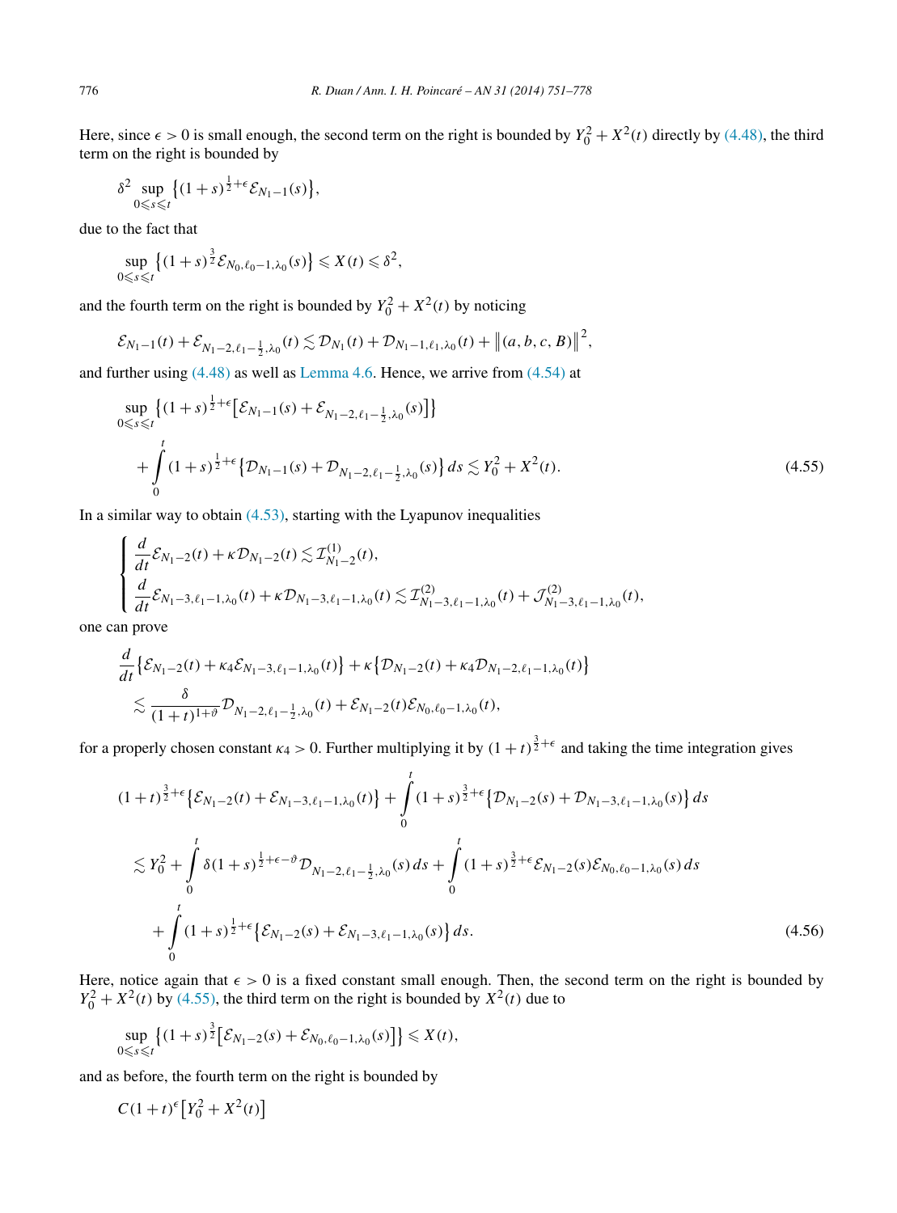Here, since $\epsilon > 0$ is small enough, the second term on the right is bounded by $Y_0^2 + X^2(t)$ directly by (4.48), the third term on the right is bounded by

$$\delta^2 \sup_{0\leqslant s\leqslant t} \left\{(1+s)^{\frac{1}{2}+\epsilon}\mathcal{E}_{N_1-1}(s)\right\},$$

due to the fact that

$$\sup_{0\leqslant s\leqslant t} \left\{(1+s)^{\frac{3}{2}}\mathcal{E}_{N_0,\ell_0-1,\lambda_0}(s)\right\} \leqslant X(t) \leqslant \delta^2,$$

and the fourth term on the right is bounded by $Y_0^2 + X^2(t)$ by noticing

$$\mathcal{E}_{N_1-1}(t) + \mathcal{E}_{N_1-2,\ell_1-\frac{1}{2},\lambda_0}(t) \lesssim \mathcal{D}_{N_1}(t) + \mathcal{D}_{N_1-1,\ell_1,\lambda_0}(t) + \left\|(a,b,c,B)\right\|^2,$$

and further using (4.48) as well as Lemma 4.6. Hence, we arrive from (4.54) at

$$\begin{aligned}
&\sup_{0\leqslant s\leqslant t} \left\{(1+s)^{\frac{1}{2}+\epsilon}\left[\mathcal{E}_{N_1-1}(s) + \mathcal{E}_{N_1-2,\ell_1-\frac{1}{2},\lambda_0}(s)\right]\right\} \\
&\quad + \int_0^t (1+s)^{\frac{1}{2}+\epsilon}\left\{\mathcal{D}_{N_1-1}(s) + \mathcal{D}_{N_1-2,\ell_1-\frac{1}{2},\lambda_0}(s)\right\} ds \lesssim Y_0^2 + X^2(t).
\end{aligned} \tag{4.55}$$

In a similar way to obtain (4.53), starting with the Lyapunov inequalities

$$\begin{cases}
\dfrac{d}{dt}\mathcal{E}_{N_1-2}(t) + \kappa\mathcal{D}_{N_1-2}(t) \lesssim \mathcal{I}^{(1)}_{N_1-2}(t), \\
\dfrac{d}{dt}\mathcal{E}_{N_1-3,\ell_1-1,\lambda_0}(t) + \kappa\mathcal{D}_{N_1-3,\ell_1-1,\lambda_0}(t) \lesssim \mathcal{I}^{(2)}_{N_1-3,\ell_1-1,\lambda_0}(t) + \mathcal{J}^{(2)}_{N_1-3,\ell_1-1,\lambda_0}(t),
\end{cases}$$

one can prove

$$\begin{aligned}
&\frac{d}{dt}\left\{\mathcal{E}_{N_1-2}(t) + \kappa_4\mathcal{E}_{N_1-3,\ell_1-1,\lambda_0}(t)\right\} + \kappa\left\{\mathcal{D}_{N_1-2}(t) + \kappa_4\mathcal{D}_{N_1-2,\ell_1-1,\lambda_0}(t)\right\} \\
&\quad \lesssim \frac{\delta}{(1+t)^{1+\vartheta}}\mathcal{D}_{N_1-2,\ell_1-\frac{1}{2},\lambda_0}(t) + \mathcal{E}_{N_1-2}(t)\mathcal{E}_{N_0,\ell_0-1,\lambda_0}(t),
\end{aligned}$$

for a properly chosen constant $\kappa_4 > 0$. Further multiplying it by $(1+t)^{\frac{3}{2}+\epsilon}$ and taking the time integration gives

$$\begin{aligned}
&(1+t)^{\frac{3}{2}+\epsilon}\left\{\mathcal{E}_{N_1-2}(t) + \mathcal{E}_{N_1-3,\ell_1-1,\lambda_0}(t)\right\} + \int_0^t (1+s)^{\frac{3}{2}+\epsilon}\left\{\mathcal{D}_{N_1-2}(s) + \mathcal{D}_{N_1-3,\ell_1-1,\lambda_0}(s)\right\} ds \\
&\quad \lesssim Y_0^2 + \int_0^t \delta(1+s)^{\frac{1}{2}+\epsilon-\vartheta}\mathcal{D}_{N_1-2,\ell_1-\frac{1}{2},\lambda_0}(s)\, ds + \int_0^t (1+s)^{\frac{3}{2}+\epsilon}\mathcal{E}_{N_1-2}(s)\mathcal{E}_{N_0,\ell_0-1,\lambda_0}(s)\, ds \\
&\qquad + \int_0^t (1+s)^{\frac{1}{2}+\epsilon}\left\{\mathcal{E}_{N_1-2}(s) + \mathcal{E}_{N_1-3,\ell_1-1,\lambda_0}(s)\right\} ds.
\end{aligned} \tag{4.56}$$

Here, notice again that $\epsilon > 0$ is a fixed constant small enough. Then, the second term on the right is bounded by $Y_0^2 + X^2(t)$ by (4.55), the third term on the right is bounded by $X^2(t)$ due to

$$\sup_{0\leqslant s\leqslant t} \left\{(1+s)^{\frac{3}{2}}\left[\mathcal{E}_{N_1-2}(s) + \mathcal{E}_{N_0,\ell_0-1,\lambda_0}(s)\right]\right\} \leqslant X(t),$$

and as before, the fourth term on the right is bounded by

$$C(1+t)^{\epsilon}\left[Y_0^2 + X^2(t)\right]$$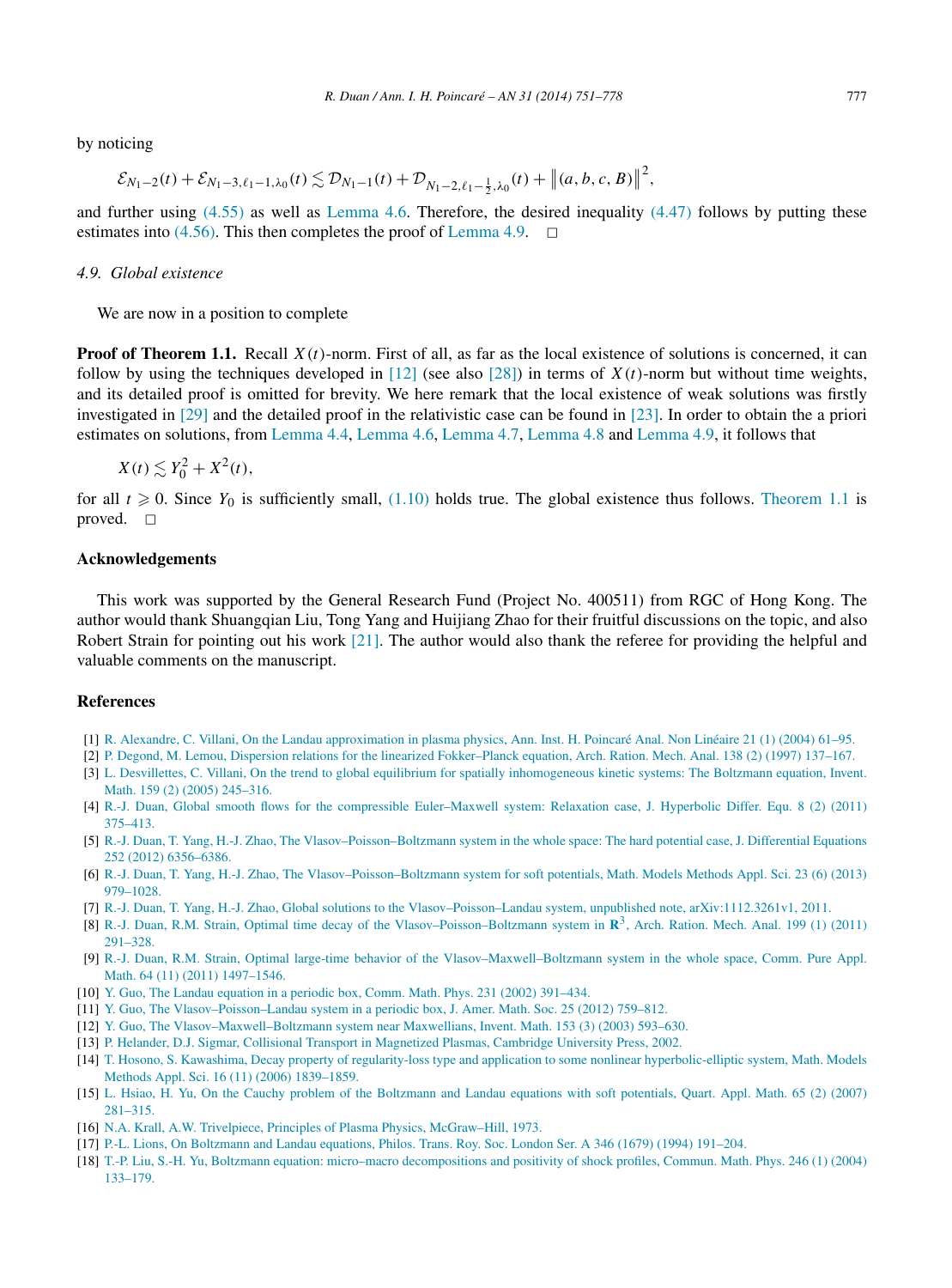by noticing

$$\mathcal{E}_{N_1-2}(t) + \mathcal{E}_{N_1-3,\ell_1-1,\lambda_0}(t) \lesssim \mathcal{D}_{N_1-1}(t) + \mathcal{D}_{N_1-2,\ell_1-\frac{1}{2},\lambda_0}(t) + \left\|(a,b,c,B)\right\|^2,$$

and further using (4.55) as well as Lemma 4.6. Therefore, the desired inequality (4.47) follows by putting these estimates into (4.56). This then completes the proof of Lemma 4.9. □

### 4.9. Global existence

We are now in a position to complete

**Proof of Theorem 1.1.** Recall $X(t)$-norm. First of all, as far as the local existence of solutions is concerned, it can follow by using the techniques developed in [12] (see also [28]) in terms of $X(t)$-norm but without time weights, and its detailed proof is omitted for brevity. We here remark that the local existence of weak solutions was firstly investigated in [29] and the detailed proof in the relativistic case can be found in [23]. In order to obtain the a priori estimates on solutions, from Lemma 4.4, Lemma 4.6, Lemma 4.7, Lemma 4.8 and Lemma 4.9, it follows that

$$X(t) \lesssim Y_0^2 + X^2(t),$$

for all $t \geqslant 0$. Since $Y_0$ is sufficiently small, (1.10) holds true. The global existence thus follows. Theorem 1.1 is proved. □

## Acknowledgements

This work was supported by the General Research Fund (Project No. 400511) from RGC of Hong Kong. The author would thank Shuangqian Liu, Tong Yang and Huijiang Zhao for their fruitful discussions on the topic, and also Robert Strain for pointing out his work [21]. The author would also thank the referee for providing the helpful and valuable comments on the manuscript.

## References

[1] R. Alexandre, C. Villani, On the Landau approximation in plasma physics, Ann. Inst. H. Poincaré Anal. Non Linéaire 21 (1) (2004) 61–95.

[2] P. Degond, M. Lemou, Dispersion relations for the linearized Fokker–Planck equation, Arch. Ration. Mech. Anal. 138 (2) (1997) 137–167.

[3] L. Desvillettes, C. Villani, On the trend to global equilibrium for spatially inhomogeneous kinetic systems: The Boltzmann equation, Invent. Math. 159 (2) (2005) 245–316.

[4] R.-J. Duan, Global smooth flows for the compressible Euler–Maxwell system: Relaxation case, J. Hyperbolic Differ. Equ. 8 (2) (2011) 375–413.

[5] R.-J. Duan, T. Yang, H.-J. Zhao, The Vlasov–Poisson–Boltzmann system in the whole space: The hard potential case, J. Differential Equations 252 (2012) 6356–6386.

[6] R.-J. Duan, T. Yang, H.-J. Zhao, The Vlasov–Poisson–Boltzmann system for soft potentials, Math. Models Methods Appl. Sci. 23 (6) (2013) 979–1028.

[7] R.-J. Duan, T. Yang, H.-J. Zhao, Global solutions to the Vlasov–Poisson–Landau system, unpublished note, arXiv:1112.3261v1, 2011.

[8] R.-J. Duan, R.M. Strain, Optimal time decay of the Vlasov–Poisson–Boltzmann system in $\mathbf{R}^3$, Arch. Ration. Mech. Anal. 199 (1) (2011) 291–328.

[9] R.-J. Duan, R.M. Strain, Optimal large-time behavior of the Vlasov–Maxwell–Boltzmann system in the whole space, Comm. Pure Appl. Math. 64 (11) (2011) 1497–1546.

[10] Y. Guo, The Landau equation in a periodic box, Comm. Math. Phys. 231 (2002) 391–434.

[11] Y. Guo, The Vlasov–Poisson–Landau system in a periodic box, J. Amer. Math. Soc. 25 (2012) 759–812.

[12] Y. Guo, The Vlasov–Maxwell–Boltzmann system near Maxwellians, Invent. Math. 153 (3) (2003) 593–630.

[13] P. Helander, D.J. Sigmar, Collisional Transport in Magnetized Plasmas, Cambridge University Press, 2002.

[14] T. Hosono, S. Kawashima, Decay property of regularity-loss type and application to some nonlinear hyperbolic-elliptic system, Math. Models Methods Appl. Sci. 16 (11) (2006) 1839–1859.

[15] L. Hsiao, H. Yu, On the Cauchy problem of the Boltzmann and Landau equations with soft potentials, Quart. Appl. Math. 65 (2) (2007) 281–315.

[16] N.A. Krall, A.W. Trivelpiece, Principles of Plasma Physics, McGraw–Hill, 1973.

[17] P.-L. Lions, On Boltzmann and Landau equations, Philos. Trans. Roy. Soc. London Ser. A 346 (1679) (1994) 191–204.

[18] T.-P. Liu, S.-H. Yu, Boltzmann equation: micro–macro decompositions and positivity of shock profiles, Commun. Math. Phys. 246 (1) (2004) 133–179.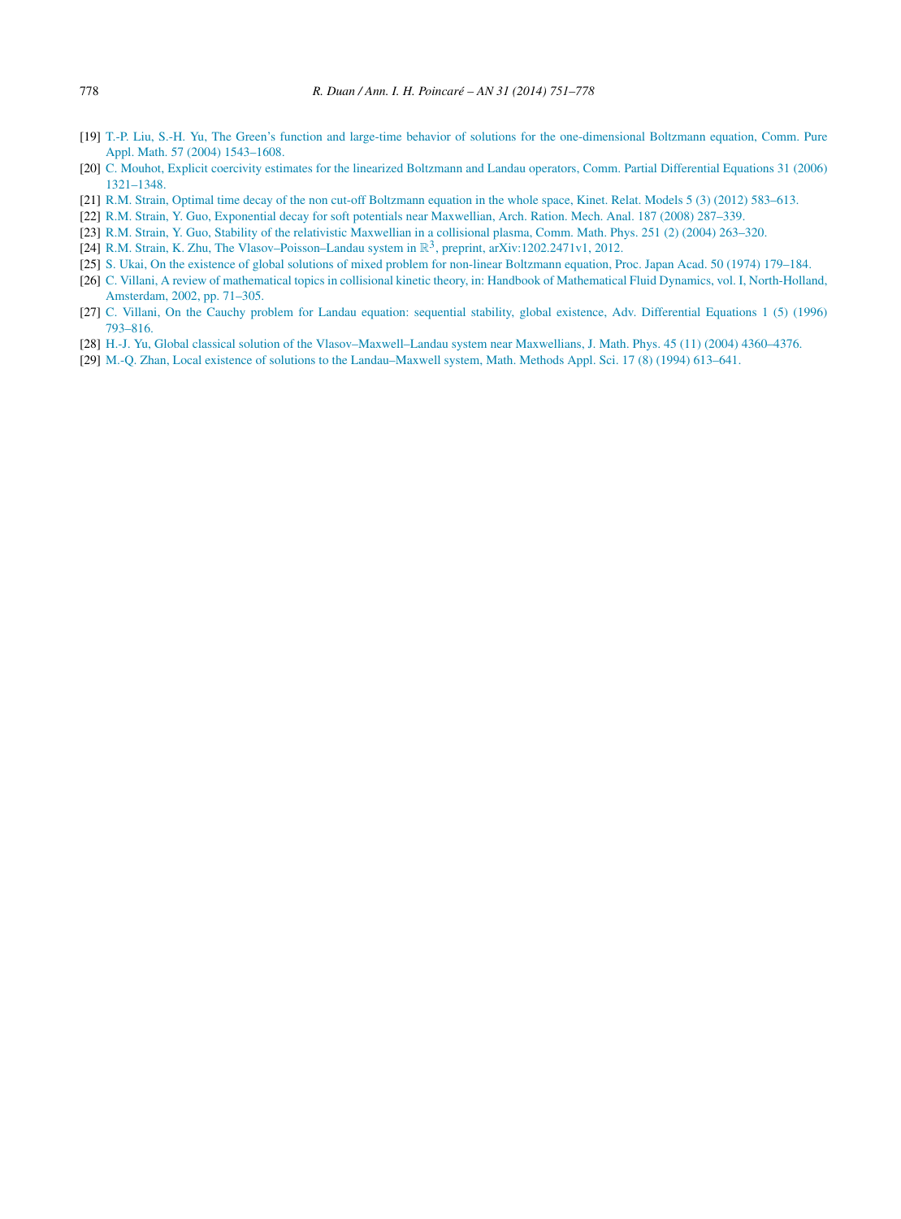[19] T.-P. Liu, S.-H. Yu, The Green's function and large-time behavior of solutions for the one-dimensional Boltzmann equation, Comm. Pure Appl. Math. 57 (2004) 1543–1608.

[20] C. Mouhot, Explicit coercivity estimates for the linearized Boltzmann and Landau operators, Comm. Partial Differential Equations 31 (2006) 1321–1348.

[21] R.M. Strain, Optimal time decay of the non cut-off Boltzmann equation in the whole space, Kinet. Relat. Models 5 (3) (2012) 583–613.

[22] R.M. Strain, Y. Guo, Exponential decay for soft potentials near Maxwellian, Arch. Ration. Mech. Anal. 187 (2008) 287–339.

[23] R.M. Strain, Y. Guo, Stability of the relativistic Maxwellian in a collisional plasma, Comm. Math. Phys. 251 (2) (2004) 263–320.

[24] R.M. Strain, K. Zhu, The Vlasov–Poisson–Landau system in $\mathbb{R}^3$, preprint, arXiv:1202.2471v1, 2012.

[25] S. Ukai, On the existence of global solutions of mixed problem for non-linear Boltzmann equation, Proc. Japan Acad. 50 (1974) 179–184.

[26] C. Villani, A review of mathematical topics in collisional kinetic theory, in: Handbook of Mathematical Fluid Dynamics, vol. I, North-Holland, Amsterdam, 2002, pp. 71–305.

[27] C. Villani, On the Cauchy problem for Landau equation: sequential stability, global existence, Adv. Differential Equations 1 (5) (1996) 793–816.

[28] H.-J. Yu, Global classical solution of the Vlasov–Maxwell–Landau system near Maxwellians, J. Math. Phys. 45 (11) (2004) 4360–4376.

[29] M.-Q. Zhan, Local existence of solutions to the Landau–Maxwell system, Math. Methods Appl. Sci. 17 (8) (1994) 613–641.